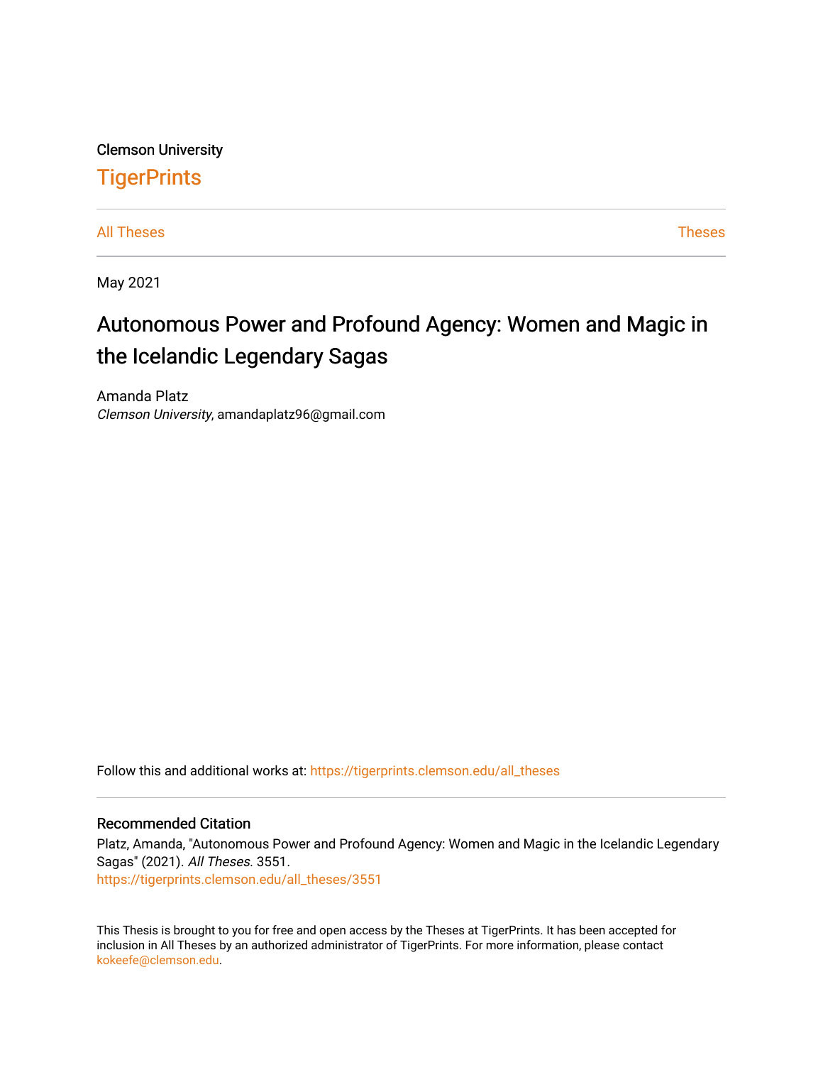Clemson University

# TigerPrints

All Theses | Theses

May 2021

# Autonomous Power and Profound Agency: Women and Magic in the Icelandic Legendary Sagas

Amanda Platz
*Clemson University*, amandaplatz96@gmail.com

Follow this and additional works at: https://tigerprints.clemson.edu/all_theses

## Recommended Citation

Platz, Amanda, "Autonomous Power and Profound Agency: Women and Magic in the Icelandic Legendary Sagas" (2021). *All Theses*. 3551.
https://tigerprints.clemson.edu/all_theses/3551

This Thesis is brought to you for free and open access by the Theses at TigerPrints. It has been accepted for inclusion in All Theses by an authorized administrator of TigerPrints. For more information, please contact kokeefe@clemson.edu.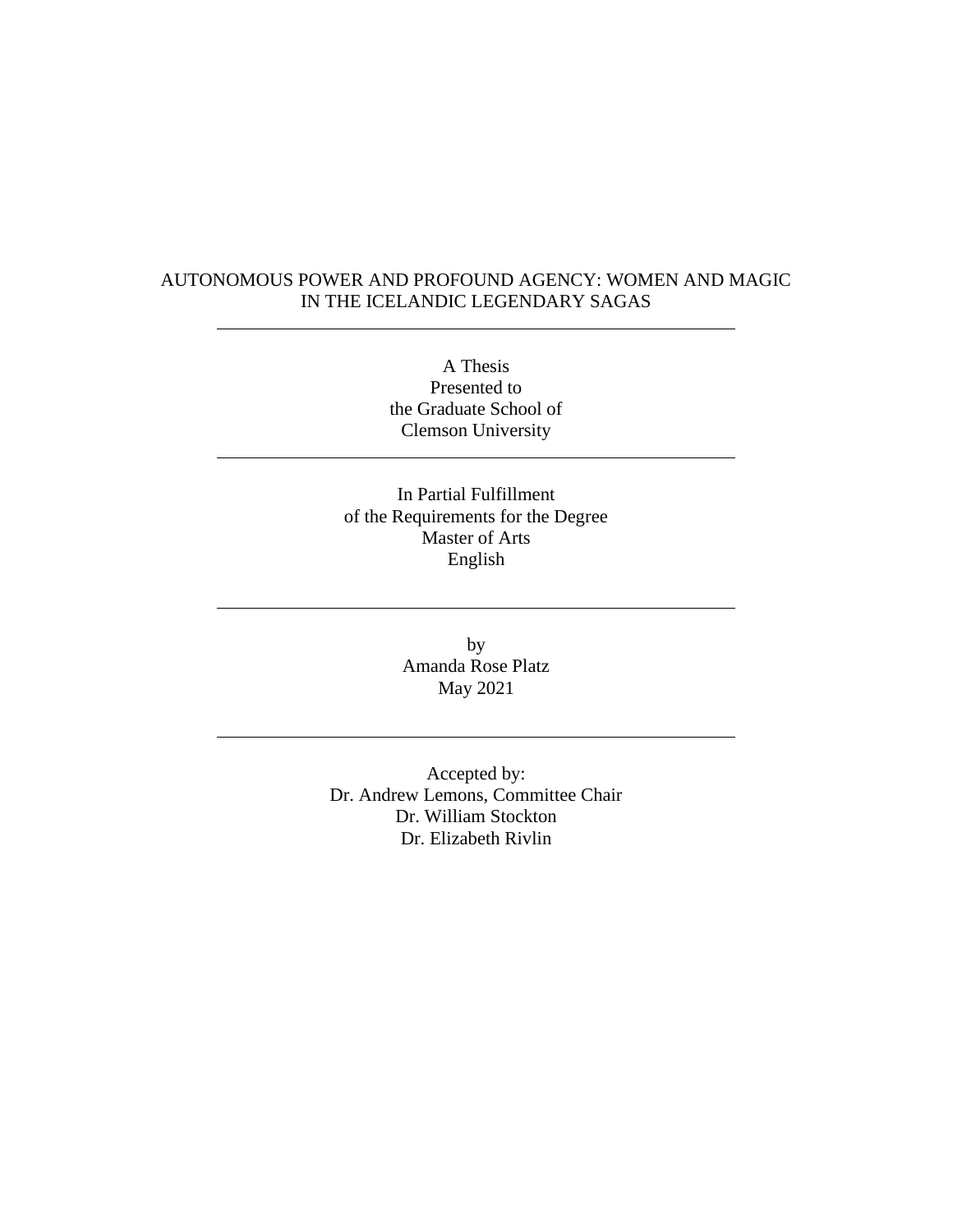# AUTONOMOUS POWER AND PROFOUND AGENCY: WOMEN AND MAGIC IN THE ICELANDIC LEGENDARY SAGAS

---

A Thesis
Presented to
the Graduate School of
Clemson University

---

In Partial Fulfillment
of the Requirements for the Degree
Master of Arts
English

---

by
Amanda Rose Platz
May 2021

---

Accepted by:
Dr. Andrew Lemons, Committee Chair
Dr. William Stockton
Dr. Elizabeth Rivlin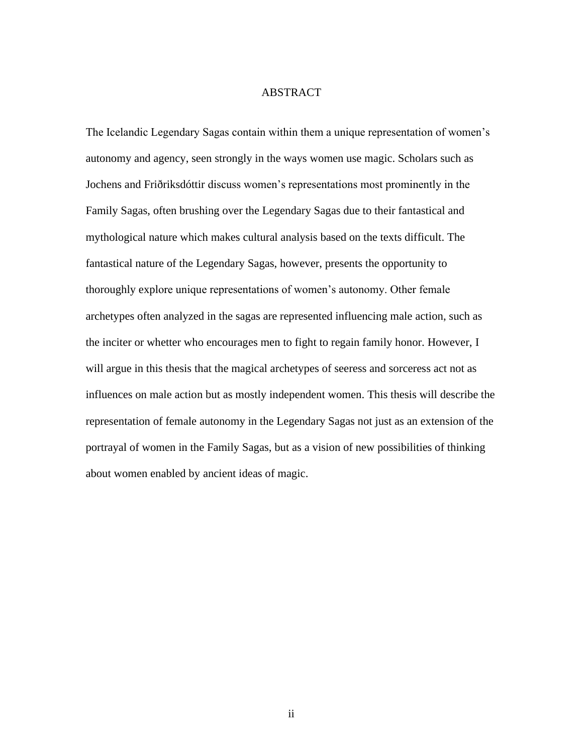# ABSTRACT

The Icelandic Legendary Sagas contain within them a unique representation of women's autonomy and agency, seen strongly in the ways women use magic. Scholars such as Jochens and Friðriksdóttir discuss women's representations most prominently in the Family Sagas, often brushing over the Legendary Sagas due to their fantastical and mythological nature which makes cultural analysis based on the texts difficult. The fantastical nature of the Legendary Sagas, however, presents the opportunity to thoroughly explore unique representations of women's autonomy. Other female archetypes often analyzed in the sagas are represented influencing male action, such as the inciter or whetter who encourages men to fight to regain family honor. However, I will argue in this thesis that the magical archetypes of seeress and sorceress act not as influences on male action but as mostly independent women. This thesis will describe the representation of female autonomy in the Legendary Sagas not just as an extension of the portrayal of women in the Family Sagas, but as a vision of new possibilities of thinking about women enabled by ancient ideas of magic.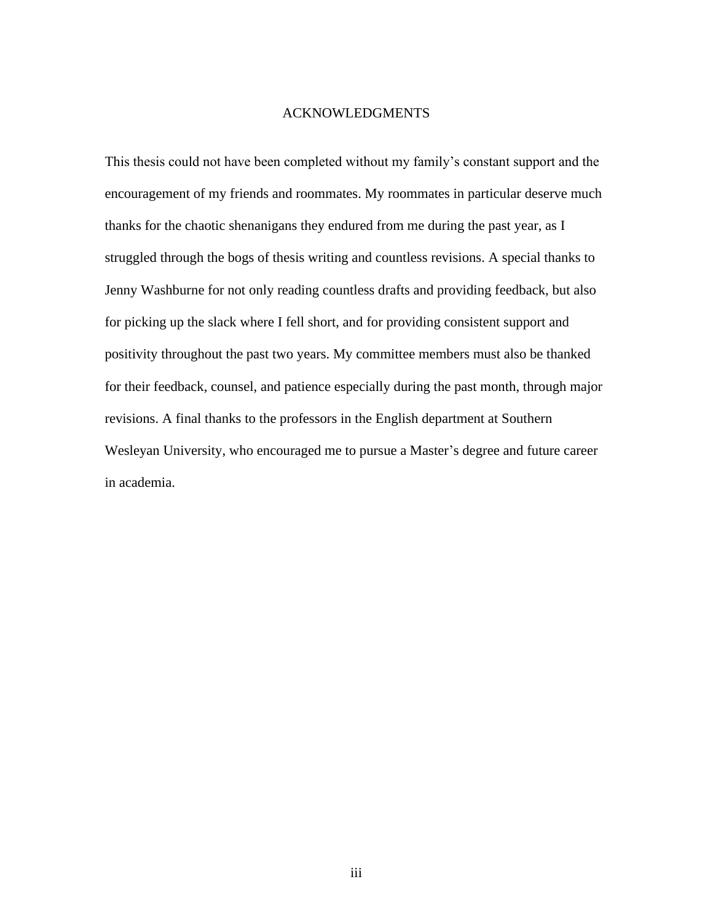# ACKNOWLEDGMENTS

This thesis could not have been completed without my family's constant support and the encouragement of my friends and roommates. My roommates in particular deserve much thanks for the chaotic shenanigans they endured from me during the past year, as I struggled through the bogs of thesis writing and countless revisions. A special thanks to Jenny Washburne for not only reading countless drafts and providing feedback, but also for picking up the slack where I fell short, and for providing consistent support and positivity throughout the past two years. My committee members must also be thanked for their feedback, counsel, and patience especially during the past month, through major revisions. A final thanks to the professors in the English department at Southern Wesleyan University, who encouraged me to pursue a Master's degree and future career in academia.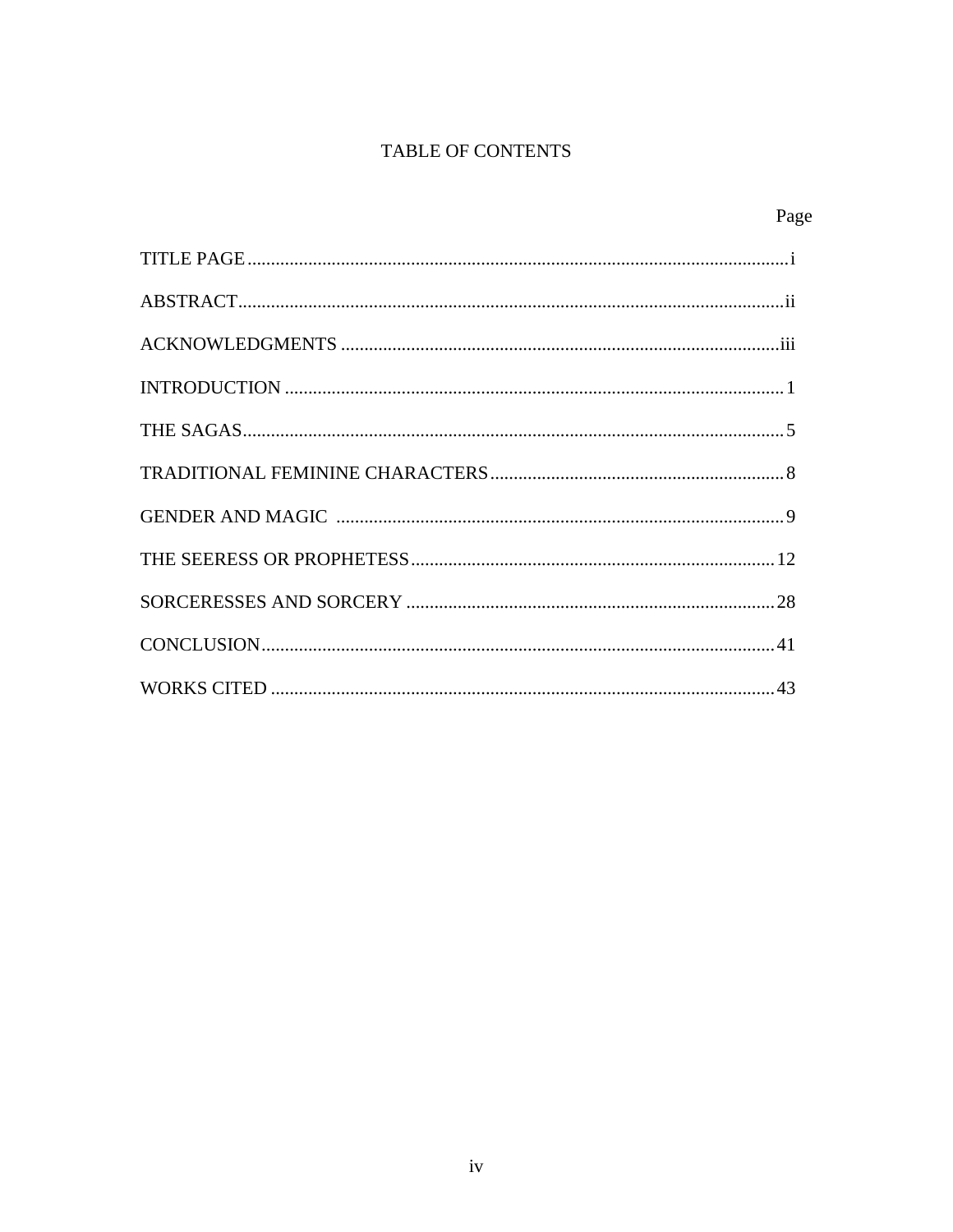# TABLE OF CONTENTS

| | Page |
|---|---|
| TITLE PAGE | i |
| ABSTRACT | ii |
| ACKNOWLEDGMENTS | iii |
| INTRODUCTION | 1 |
| THE SAGAS | 5 |
| TRADITIONAL FEMININE CHARACTERS | 8 |
| GENDER AND MAGIC | 9 |
| THE SEERESS OR PROPHETESS | 12 |
| SORCERESSES AND SORCERY | 28 |
| CONCLUSION | 41 |
| WORKS CITED | 43 |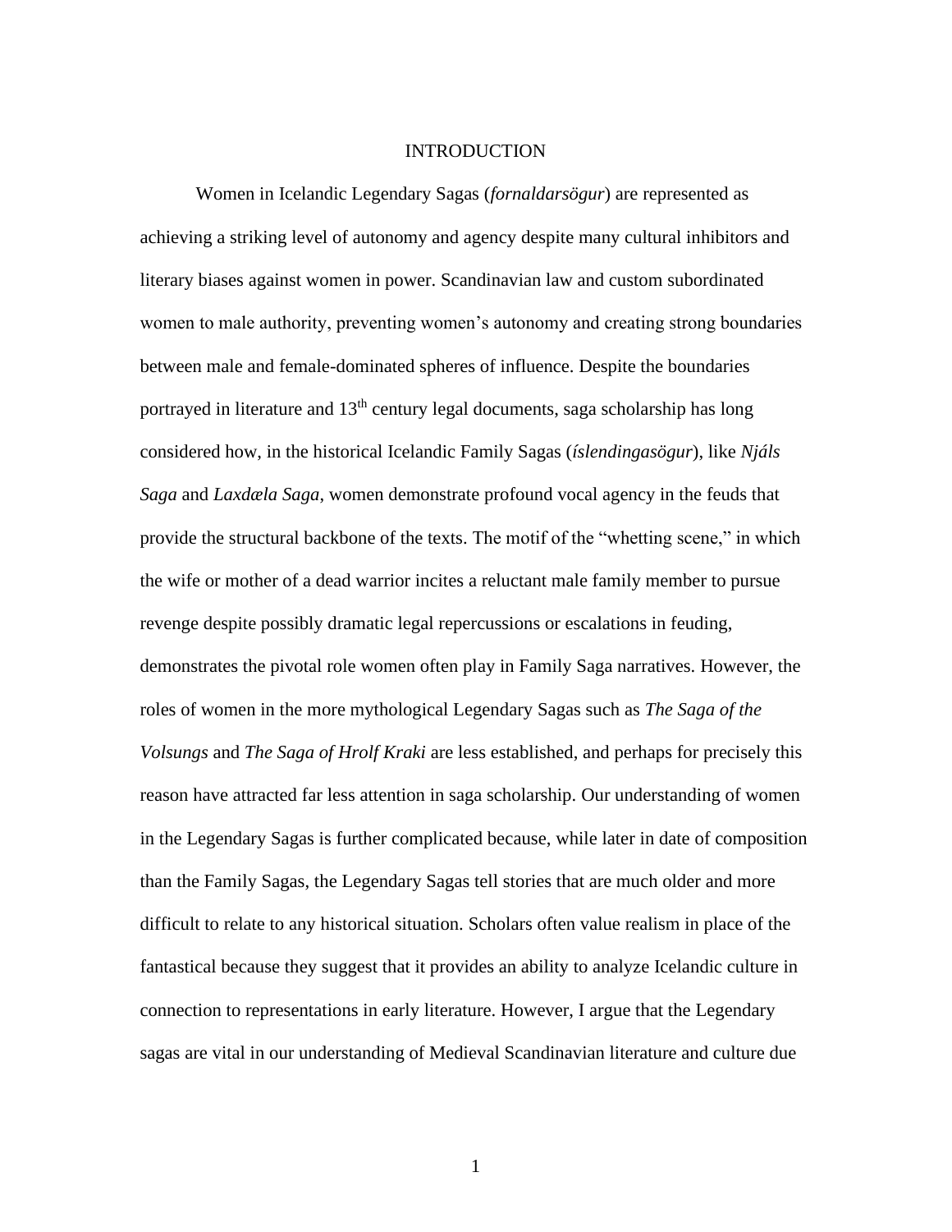# INTRODUCTION

Women in Icelandic Legendary Sagas (*fornaldarsögur*) are represented as achieving a striking level of autonomy and agency despite many cultural inhibitors and literary biases against women in power. Scandinavian law and custom subordinated women to male authority, preventing women's autonomy and creating strong boundaries between male and female-dominated spheres of influence. Despite the boundaries portrayed in literature and 13th century legal documents, saga scholarship has long considered how, in the historical Icelandic Family Sagas (*íslendingasögur*), like *Njáls Saga* and *Laxdæla Saga*, women demonstrate profound vocal agency in the feuds that provide the structural backbone of the texts. The motif of the "whetting scene," in which the wife or mother of a dead warrior incites a reluctant male family member to pursue revenge despite possibly dramatic legal repercussions or escalations in feuding, demonstrates the pivotal role women often play in Family Saga narratives. However, the roles of women in the more mythological Legendary Sagas such as *The Saga of the Volsungs* and *The Saga of Hrolf Kraki* are less established, and perhaps for precisely this reason have attracted far less attention in saga scholarship. Our understanding of women in the Legendary Sagas is further complicated because, while later in date of composition than the Family Sagas, the Legendary Sagas tell stories that are much older and more difficult to relate to any historical situation. Scholars often value realism in place of the fantastical because they suggest that it provides an ability to analyze Icelandic culture in connection to representations in early literature. However, I argue that the Legendary sagas are vital in our understanding of Medieval Scandinavian literature and culture due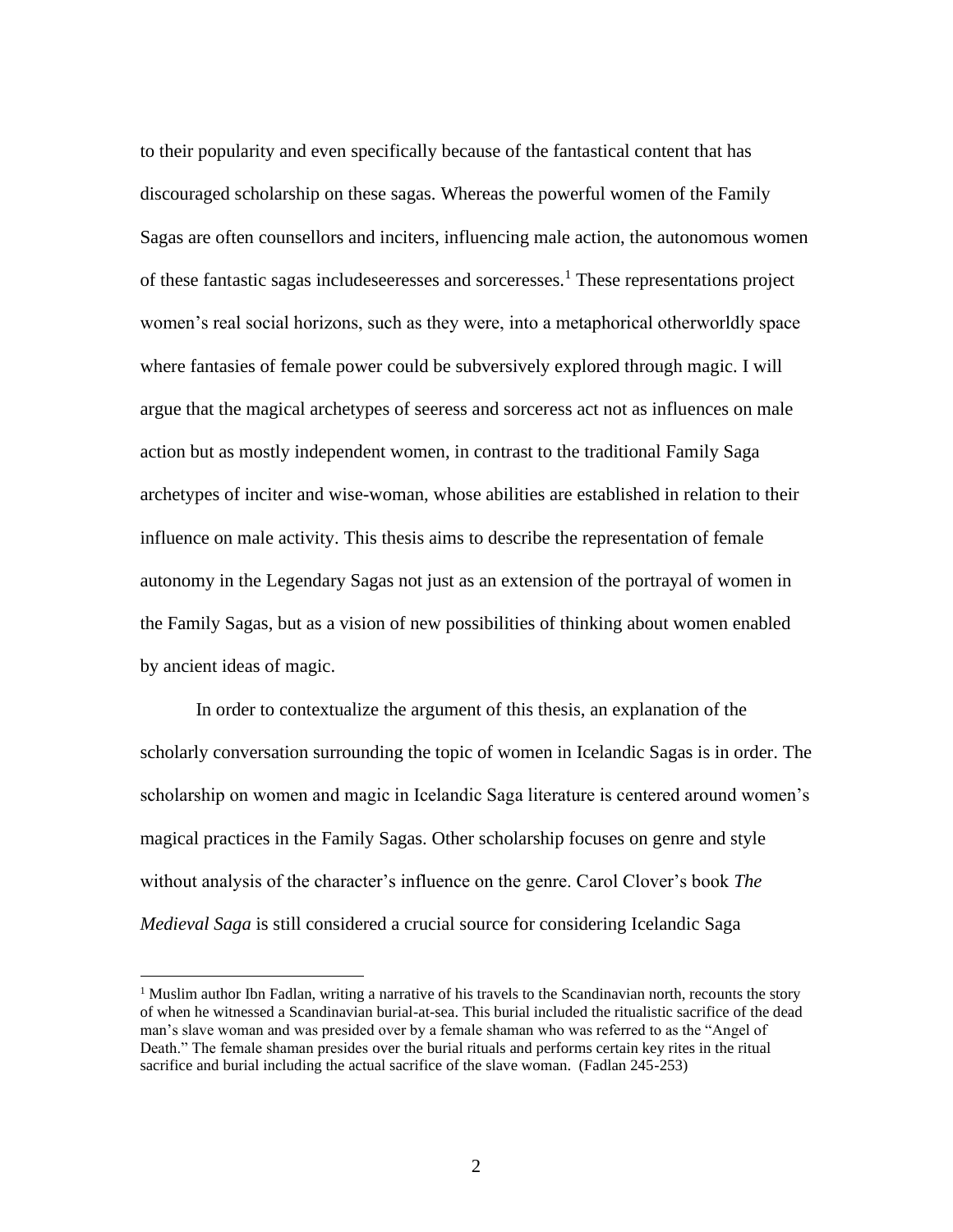to their popularity and even specifically because of the fantastical content that has discouraged scholarship on these sagas. Whereas the powerful women of the Family Sagas are often counsellors and inciters, influencing male action, the autonomous women of these fantastic sagas includeseeresses and sorceresses.[1] These representations project women's real social horizons, such as they were, into a metaphorical otherworldly space where fantasies of female power could be subversively explored through magic. I will argue that the magical archetypes of seeress and sorceress act not as influences on male action but as mostly independent women, in contrast to the traditional Family Saga archetypes of inciter and wise-woman, whose abilities are established in relation to their influence on male activity. This thesis aims to describe the representation of female autonomy in the Legendary Sagas not just as an extension of the portrayal of women in the Family Sagas, but as a vision of new possibilities of thinking about women enabled by ancient ideas of magic.

In order to contextualize the argument of this thesis, an explanation of the scholarly conversation surrounding the topic of women in Icelandic Sagas is in order. The scholarship on women and magic in Icelandic Saga literature is centered around women's magical practices in the Family Sagas. Other scholarship focuses on genre and style without analysis of the character's influence on the genre. Carol Clover's book *The Medieval Saga* is still considered a crucial source for considering Icelandic Saga

[1] Muslim author Ibn Fadlan, writing a narrative of his travels to the Scandinavian north, recounts the story of when he witnessed a Scandinavian burial-at-sea. This burial included the ritualistic sacrifice of the dead man's slave woman and was presided over by a female shaman who was referred to as the "Angel of Death." The female shaman presides over the burial rituals and performs certain key rites in the ritual sacrifice and burial including the actual sacrifice of the slave woman. (Fadlan 245-253)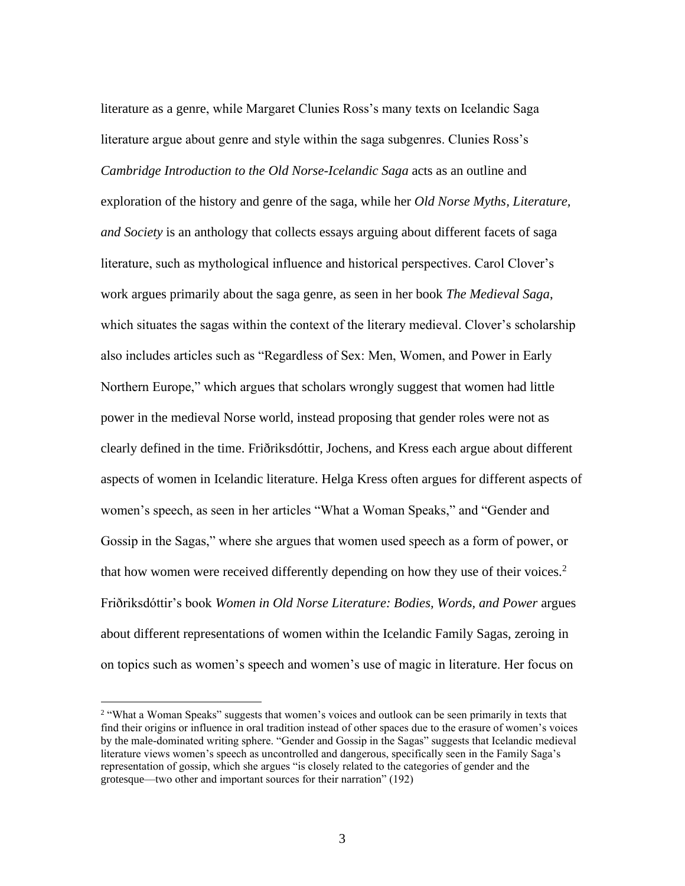literature as a genre, while Margaret Clunies Ross's many texts on Icelandic Saga literature argue about genre and style within the saga subgenres. Clunies Ross's *Cambridge Introduction to the Old Norse-Icelandic Saga* acts as an outline and exploration of the history and genre of the saga, while her *Old Norse Myths, Literature, and Society* is an anthology that collects essays arguing about different facets of saga literature, such as mythological influence and historical perspectives. Carol Clover's work argues primarily about the saga genre, as seen in her book *The Medieval Saga*, which situates the sagas within the context of the literary medieval. Clover's scholarship also includes articles such as "Regardless of Sex: Men, Women, and Power in Early Northern Europe," which argues that scholars wrongly suggest that women had little power in the medieval Norse world, instead proposing that gender roles were not as clearly defined in the time. Friðriksdóttir, Jochens, and Kress each argue about different aspects of women in Icelandic literature. Helga Kress often argues for different aspects of women's speech, as seen in her articles "What a Woman Speaks," and "Gender and Gossip in the Sagas," where she argues that women used speech as a form of power, or that how women were received differently depending on how they use of their voices.[2] Friðriksdóttir's book *Women in Old Norse Literature: Bodies, Words, and Power* argues about different representations of women within the Icelandic Family Sagas, zeroing in on topics such as women's speech and women's use of magic in literature. Her focus on

[2] "What a Woman Speaks" suggests that women's voices and outlook can be seen primarily in texts that find their origins or influence in oral tradition instead of other spaces due to the erasure of women's voices by the male-dominated writing sphere. "Gender and Gossip in the Sagas" suggests that Icelandic medieval literature views women's speech as uncontrolled and dangerous, specifically seen in the Family Saga's representation of gossip, which she argues "is closely related to the categories of gender and the grotesque—two other and important sources for their narration" (192)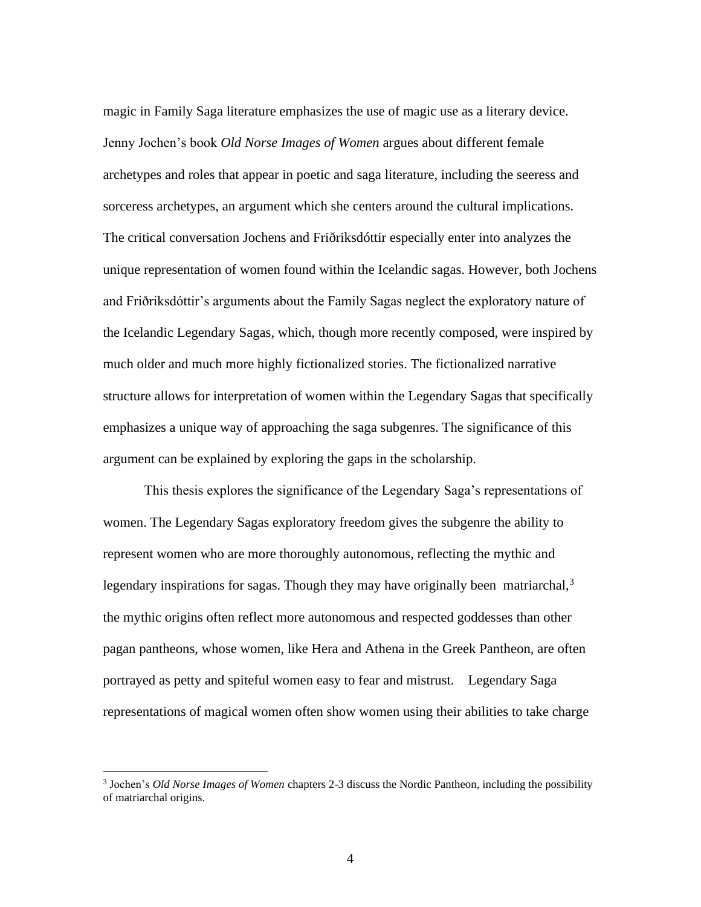magic in Family Saga literature emphasizes the use of magic use as a literary device. Jenny Jochen's book *Old Norse Images of Women* argues about different female archetypes and roles that appear in poetic and saga literature, including the seeress and sorceress archetypes, an argument which she centers around the cultural implications. The critical conversation Jochens and Friðriksdóttir especially enter into analyzes the unique representation of women found within the Icelandic sagas. However, both Jochens and Friðriksdóttir's arguments about the Family Sagas neglect the exploratory nature of the Icelandic Legendary Sagas, which, though more recently composed, were inspired by much older and much more highly fictionalized stories. The fictionalized narrative structure allows for interpretation of women within the Legendary Sagas that specifically emphasizes a unique way of approaching the saga subgenres. The significance of this argument can be explained by exploring the gaps in the scholarship.

This thesis explores the significance of the Legendary Saga's representations of women. The Legendary Sagas exploratory freedom gives the subgenre the ability to represent women who are more thoroughly autonomous, reflecting the mythic and legendary inspirations for sagas. Though they may have originally been matriarchal,[3] the mythic origins often reflect more autonomous and respected goddesses than other pagan pantheons, whose women, like Hera and Athena in the Greek Pantheon, are often portrayed as petty and spiteful women easy to fear and mistrust. Legendary Saga representations of magical women often show women using their abilities to take charge

[3] Jochen's *Old Norse Images of Women* chapters 2-3 discuss the Nordic Pantheon, including the possibility of matriarchal origins.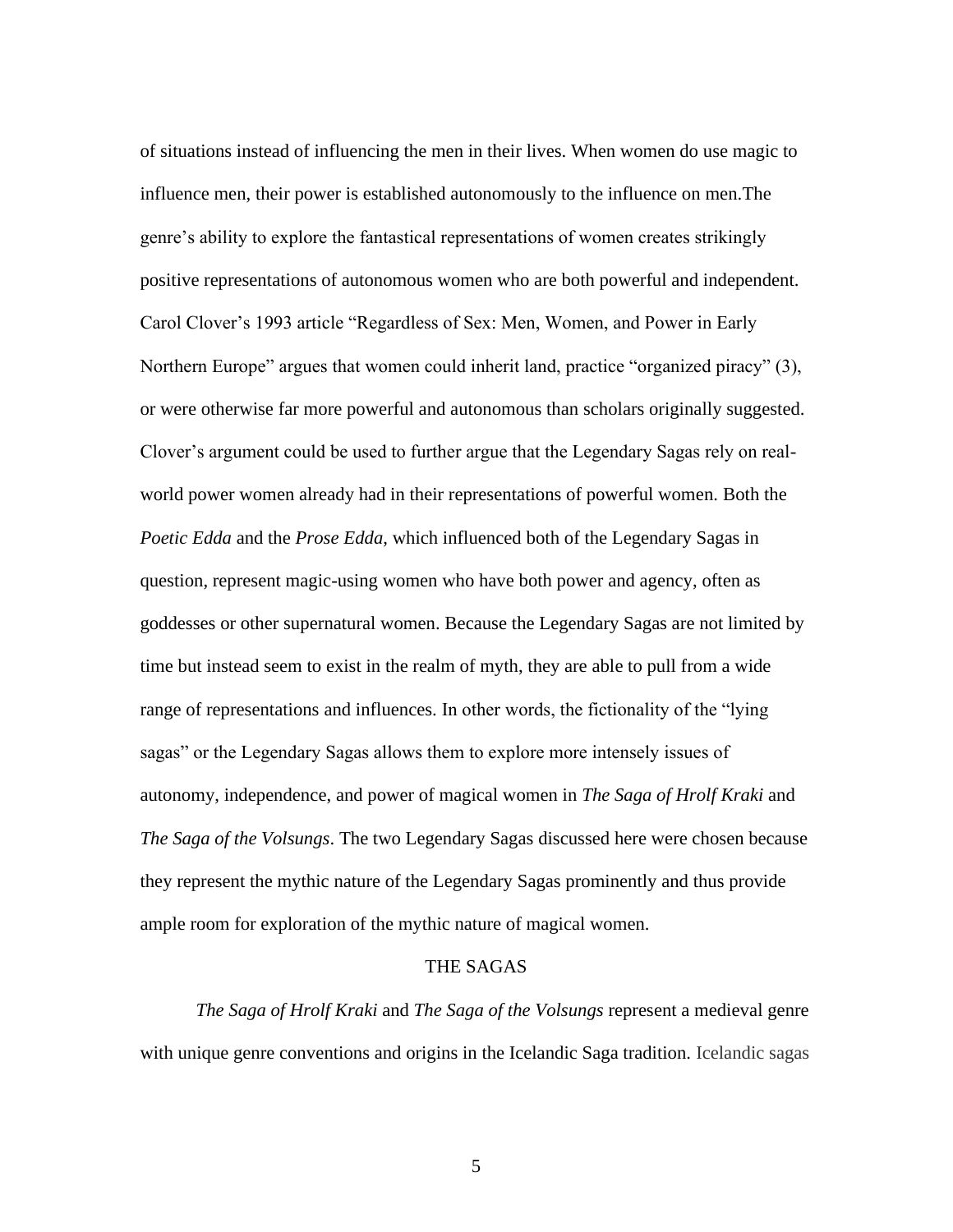of situations instead of influencing the men in their lives. When women do use magic to influence men, their power is established autonomously to the influence on men.The genre's ability to explore the fantastical representations of women creates strikingly positive representations of autonomous women who are both powerful and independent. Carol Clover's 1993 article "Regardless of Sex: Men, Women, and Power in Early Northern Europe" argues that women could inherit land, practice "organized piracy" (3), or were otherwise far more powerful and autonomous than scholars originally suggested. Clover's argument could be used to further argue that the Legendary Sagas rely on real-world power women already had in their representations of powerful women. Both the *Poetic Edda* and the *Prose Edda*, which influenced both of the Legendary Sagas in question, represent magic-using women who have both power and agency, often as goddesses or other supernatural women. Because the Legendary Sagas are not limited by time but instead seem to exist in the realm of myth, they are able to pull from a wide range of representations and influences. In other words, the fictionality of the "lying sagas" or the Legendary Sagas allows them to explore more intensely issues of autonomy, independence, and power of magical women in *The Saga of Hrolf Kraki* and *The Saga of the Volsungs*. The two Legendary Sagas discussed here were chosen because they represent the mythic nature of the Legendary Sagas prominently and thus provide ample room for exploration of the mythic nature of magical women.

## THE SAGAS

*The Saga of Hrolf Kraki* and *The Saga of the Volsungs* represent a medieval genre with unique genre conventions and origins in the Icelandic Saga tradition. Icelandic sagas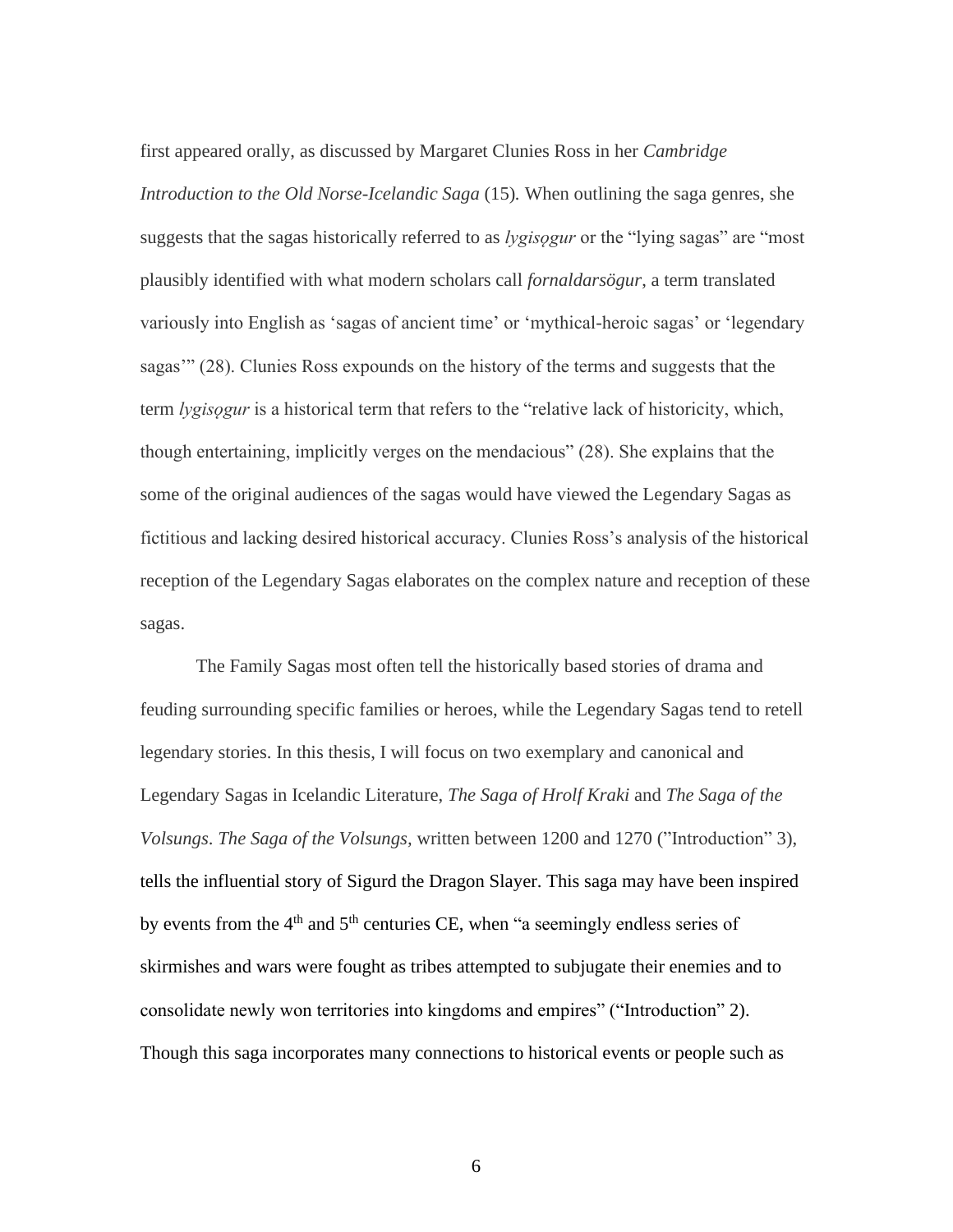first appeared orally, as discussed by Margaret Clunies Ross in her *Cambridge Introduction to the Old Norse-Icelandic Saga* (15). When outlining the saga genres, she suggests that the sagas historically referred to as *lygisǫgur* or the "lying sagas" are "most plausibly identified with what modern scholars call *fornaldarsögur*, a term translated variously into English as 'sagas of ancient time' or 'mythical-heroic sagas' or 'legendary sagas'" (28). Clunies Ross expounds on the history of the terms and suggests that the term *lygisǫgur* is a historical term that refers to the "relative lack of historicity, which, though entertaining, implicitly verges on the mendacious" (28). She explains that the some of the original audiences of the sagas would have viewed the Legendary Sagas as fictitious and lacking desired historical accuracy. Clunies Ross's analysis of the historical reception of the Legendary Sagas elaborates on the complex nature and reception of these sagas.

The Family Sagas most often tell the historically based stories of drama and feuding surrounding specific families or heroes, while the Legendary Sagas tend to retell legendary stories. In this thesis, I will focus on two exemplary and canonical and Legendary Sagas in Icelandic Literature, *The Saga of Hrolf Kraki* and *The Saga of the Volsungs*. *The Saga of the Volsungs*, written between 1200 and 1270 ("Introduction" 3), tells the influential story of Sigurd the Dragon Slayer. This saga may have been inspired by events from the 4th and 5th centuries CE, when "a seemingly endless series of skirmishes and wars were fought as tribes attempted to subjugate their enemies and to consolidate newly won territories into kingdoms and empires" ("Introduction" 2). Though this saga incorporates many connections to historical events or people such as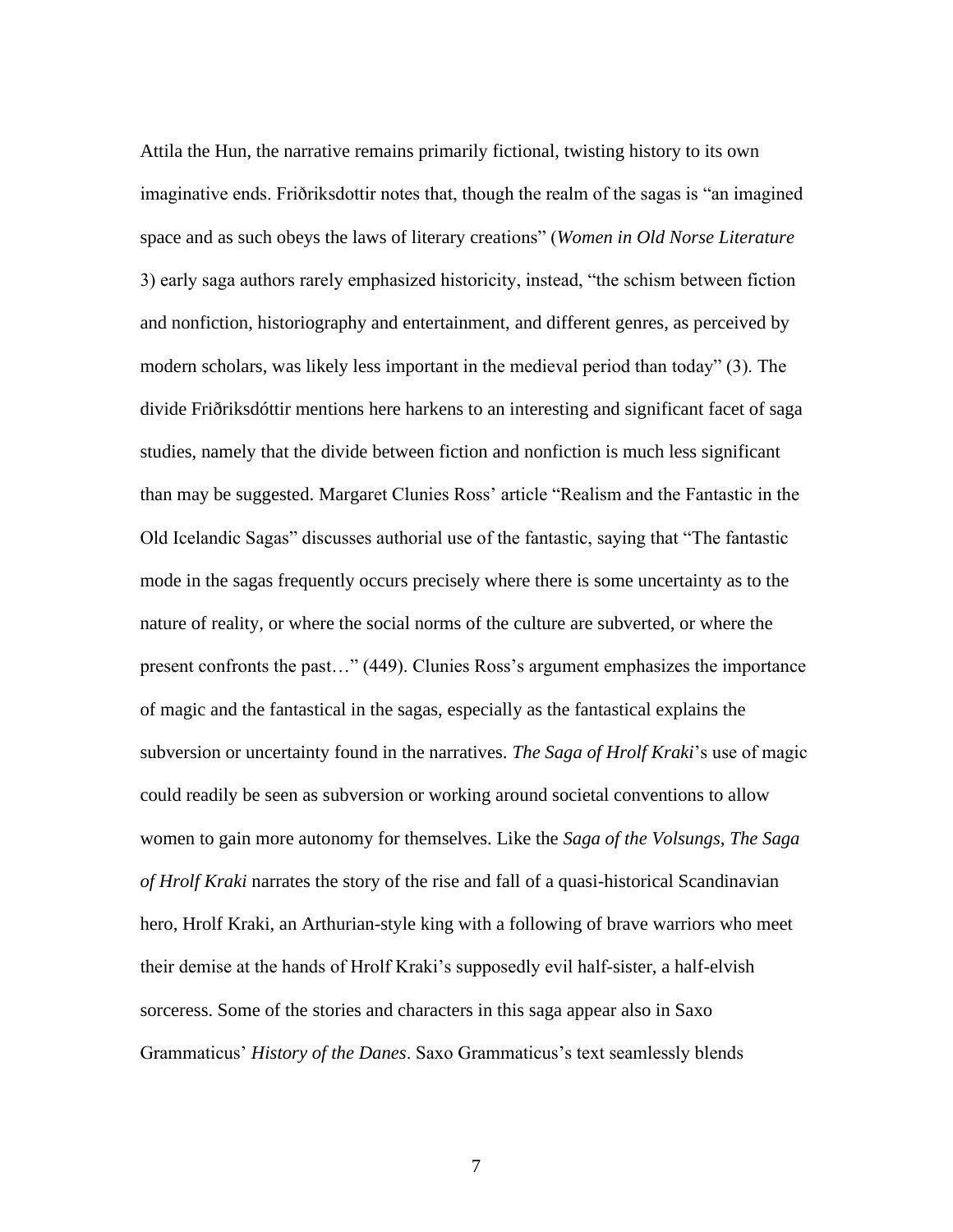Attila the Hun, the narrative remains primarily fictional, twisting history to its own imaginative ends. Friðriksdottir notes that, though the realm of the sagas is "an imagined space and as such obeys the laws of literary creations" (*Women in Old Norse Literature* 3) early saga authors rarely emphasized historicity, instead, "the schism between fiction and nonfiction, historiography and entertainment, and different genres, as perceived by modern scholars, was likely less important in the medieval period than today" (3). The divide Friðriksdóttir mentions here harkens to an interesting and significant facet of saga studies, namely that the divide between fiction and nonfiction is much less significant than may be suggested. Margaret Clunies Ross' article "Realism and the Fantastic in the Old Icelandic Sagas" discusses authorial use of the fantastic, saying that "The fantastic mode in the sagas frequently occurs precisely where there is some uncertainty as to the nature of reality, or where the social norms of the culture are subverted, or where the present confronts the past…" (449). Clunies Ross's argument emphasizes the importance of magic and the fantastical in the sagas, especially as the fantastical explains the subversion or uncertainty found in the narratives. *The Saga of Hrolf Kraki*'s use of magic could readily be seen as subversion or working around societal conventions to allow women to gain more autonomy for themselves. Like the *Saga of the Volsungs, The Saga of Hrolf Kraki* narrates the story of the rise and fall of a quasi-historical Scandinavian hero, Hrolf Kraki, an Arthurian-style king with a following of brave warriors who meet their demise at the hands of Hrolf Kraki's supposedly evil half-sister, a half-elvish sorceress. Some of the stories and characters in this saga appear also in Saxo Grammaticus' *History of the Danes*. Saxo Grammaticus's text seamlessly blends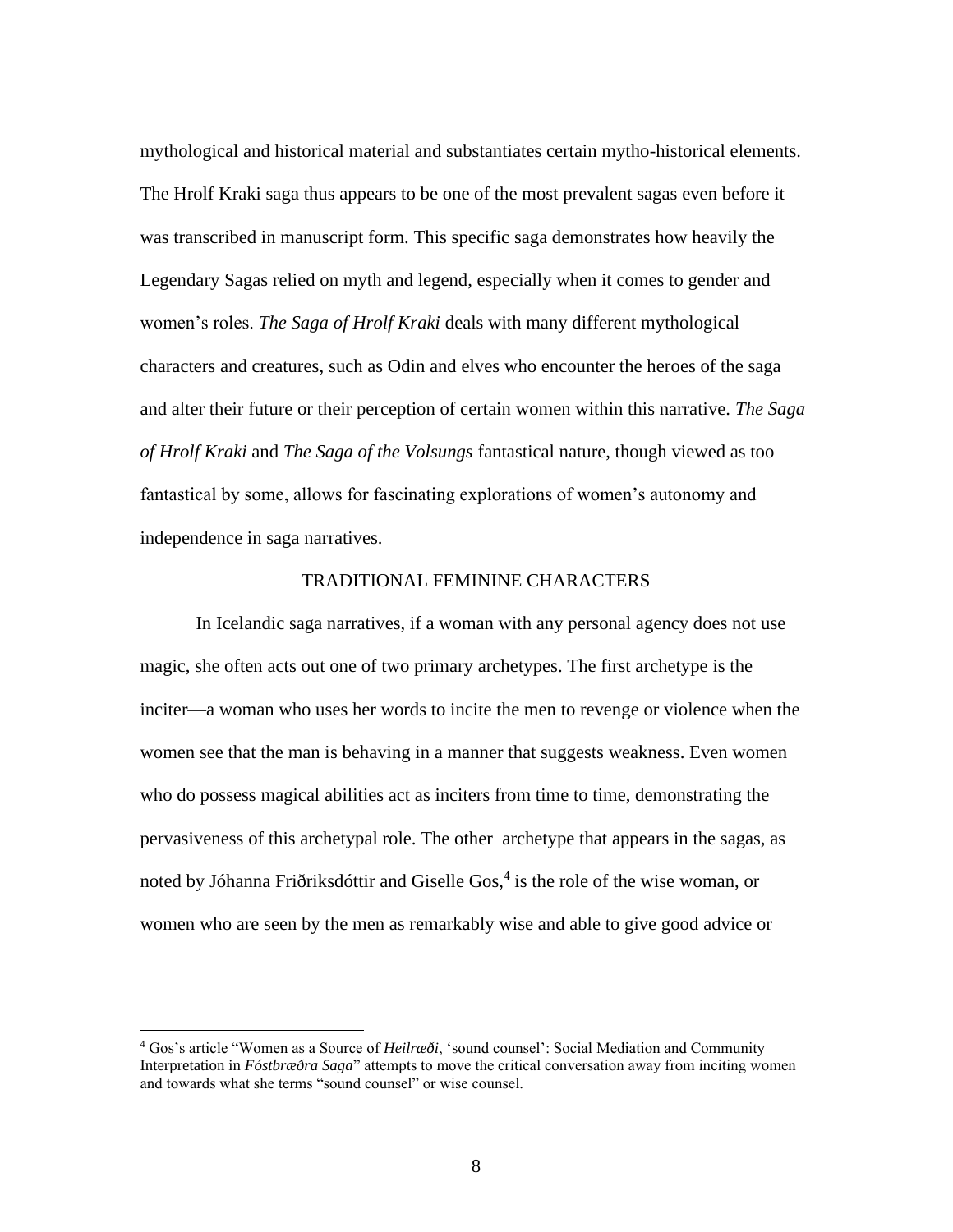mythological and historical material and substantiates certain mytho-historical elements. The Hrolf Kraki saga thus appears to be one of the most prevalent sagas even before it was transcribed in manuscript form. This specific saga demonstrates how heavily the Legendary Sagas relied on myth and legend, especially when it comes to gender and women's roles. *The Saga of Hrolf Kraki* deals with many different mythological characters and creatures, such as Odin and elves who encounter the heroes of the saga and alter their future or their perception of certain women within this narrative. *The Saga of Hrolf Kraki* and *The Saga of the Volsungs* fantastical nature, though viewed as too fantastical by some, allows for fascinating explorations of women's autonomy and independence in saga narratives.

## TRADITIONAL FEMININE CHARACTERS

In Icelandic saga narratives, if a woman with any personal agency does not use magic, she often acts out one of two primary archetypes. The first archetype is the inciter—a woman who uses her words to incite the men to revenge or violence when the women see that the man is behaving in a manner that suggests weakness. Even women who do possess magical abilities act as inciters from time to time, demonstrating the pervasiveness of this archetypal role. The other archetype that appears in the sagas, as noted by Jóhanna Friðriksdóttir and Giselle Gos,[4] is the role of the wise woman, or women who are seen by the men as remarkably wise and able to give good advice or

[4] Gos's article "Women as a Source of *Heilræði*, 'sound counsel': Social Mediation and Community Interpretation in *Fóstbræðra Saga*" attempts to move the critical conversation away from inciting women and towards what she terms "sound counsel" or wise counsel.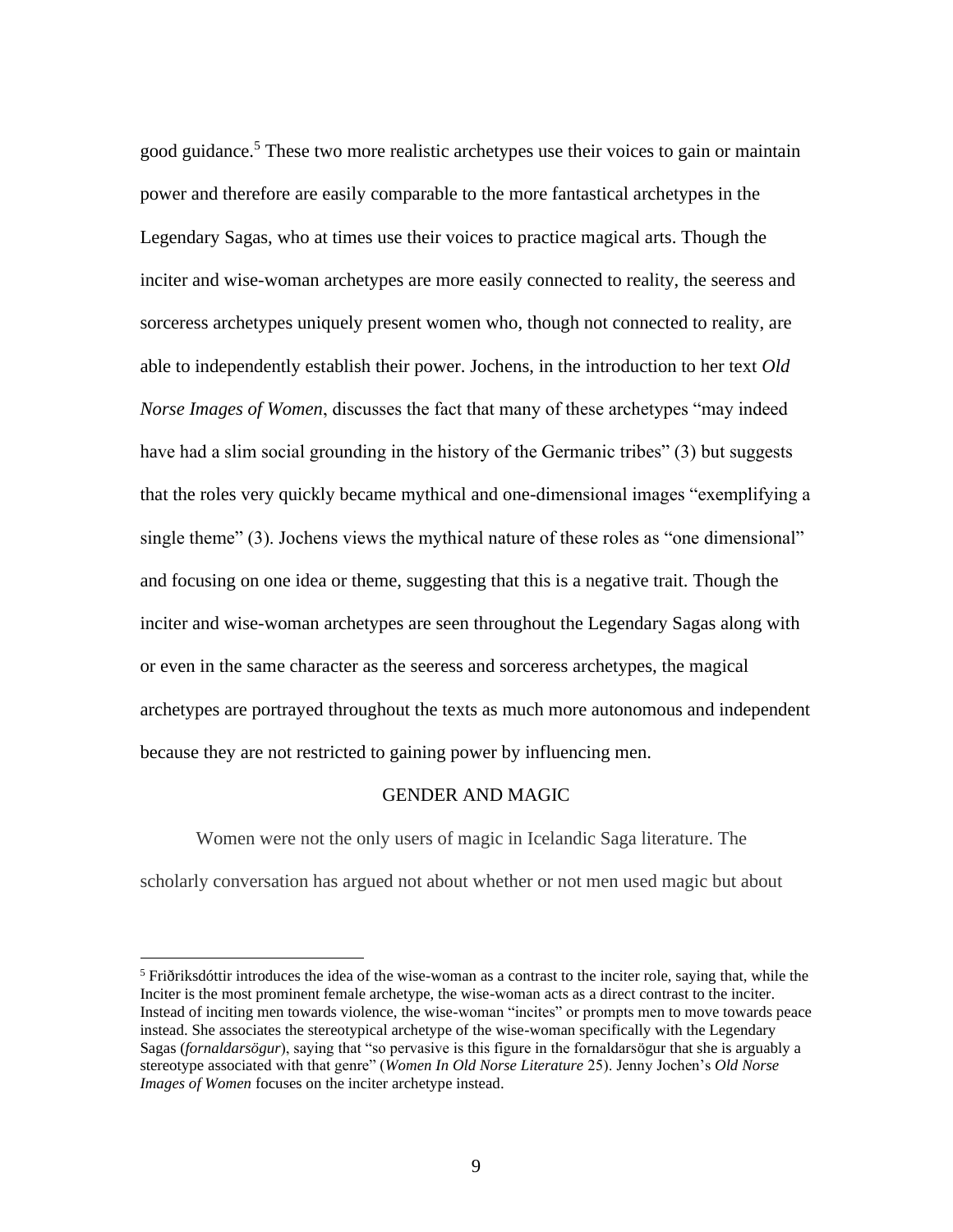good guidance.[5] These two more realistic archetypes use their voices to gain or maintain power and therefore are easily comparable to the more fantastical archetypes in the Legendary Sagas, who at times use their voices to practice magical arts. Though the inciter and wise-woman archetypes are more easily connected to reality, the seeress and sorceress archetypes uniquely present women who, though not connected to reality, are able to independently establish their power. Jochens, in the introduction to her text *Old Norse Images of Women*, discusses the fact that many of these archetypes "may indeed have had a slim social grounding in the history of the Germanic tribes" (3) but suggests that the roles very quickly became mythical and one-dimensional images "exemplifying a single theme" (3). Jochens views the mythical nature of these roles as "one dimensional" and focusing on one idea or theme, suggesting that this is a negative trait. Though the inciter and wise-woman archetypes are seen throughout the Legendary Sagas along with or even in the same character as the seeress and sorceress archetypes, the magical archetypes are portrayed throughout the texts as much more autonomous and independent because they are not restricted to gaining power by influencing men.

## GENDER AND MAGIC

Women were not the only users of magic in Icelandic Saga literature. The scholarly conversation has argued not about whether or not men used magic but about

[5] Friðriksdóttir introduces the idea of the wise-woman as a contrast to the inciter role, saying that, while the Inciter is the most prominent female archetype, the wise-woman acts as a direct contrast to the inciter. Instead of inciting men towards violence, the wise-woman "incites" or prompts men to move towards peace instead. She associates the stereotypical archetype of the wise-woman specifically with the Legendary Sagas (*fornaldarsögur*), saying that "so pervasive is this figure in the fornaldarsögur that she is arguably a stereotype associated with that genre" (*Women In Old Norse Literature* 25). Jenny Jochen's *Old Norse Images of Women* focuses on the inciter archetype instead.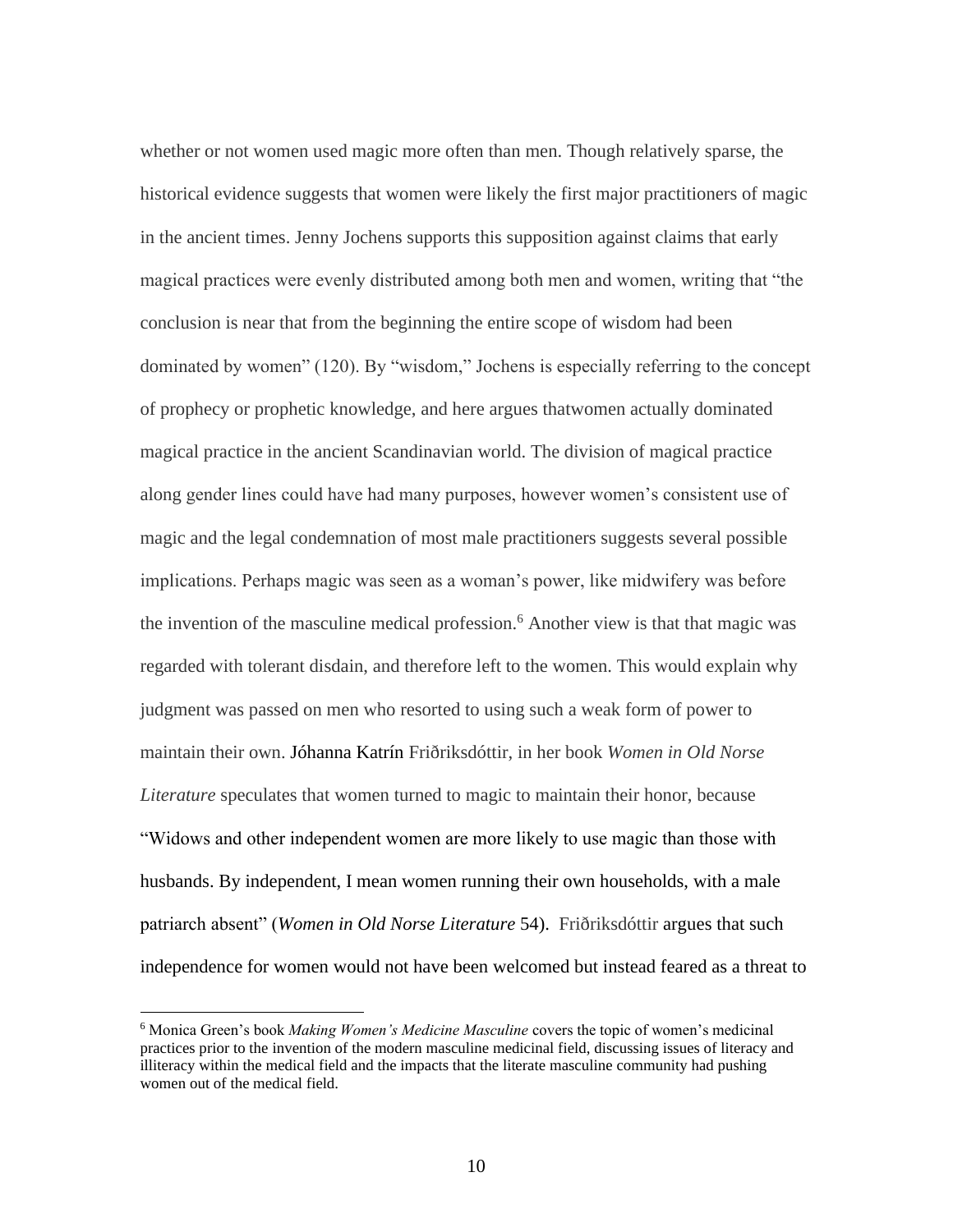whether or not women used magic more often than men. Though relatively sparse, the historical evidence suggests that women were likely the first major practitioners of magic in the ancient times. Jenny Jochens supports this supposition against claims that early magical practices were evenly distributed among both men and women, writing that "the conclusion is near that from the beginning the entire scope of wisdom had been dominated by women" (120). By "wisdom," Jochens is especially referring to the concept of prophecy or prophetic knowledge, and here argues thatwomen actually dominated magical practice in the ancient Scandinavian world. The division of magical practice along gender lines could have had many purposes, however women's consistent use of magic and the legal condemnation of most male practitioners suggests several possible implications. Perhaps magic was seen as a woman's power, like midwifery was before the invention of the masculine medical profession.[6] Another view is that that magic was regarded with tolerant disdain, and therefore left to the women. This would explain why judgment was passed on men who resorted to using such a weak form of power to maintain their own. Jóhanna Katrín Friðriksdóttir, in her book *Women in Old Norse Literature* speculates that women turned to magic to maintain their honor, because "Widows and other independent women are more likely to use magic than those with husbands. By independent, I mean women running their own households, with a male patriarch absent" (*Women in Old Norse Literature* 54). Friðriksdóttir argues that such independence for women would not have been welcomed but instead feared as a threat to

[6] Monica Green's book *Making Women's Medicine Masculine* covers the topic of women's medicinal practices prior to the invention of the modern masculine medicinal field, discussing issues of literacy and illiteracy within the medical field and the impacts that the literate masculine community had pushing women out of the medical field.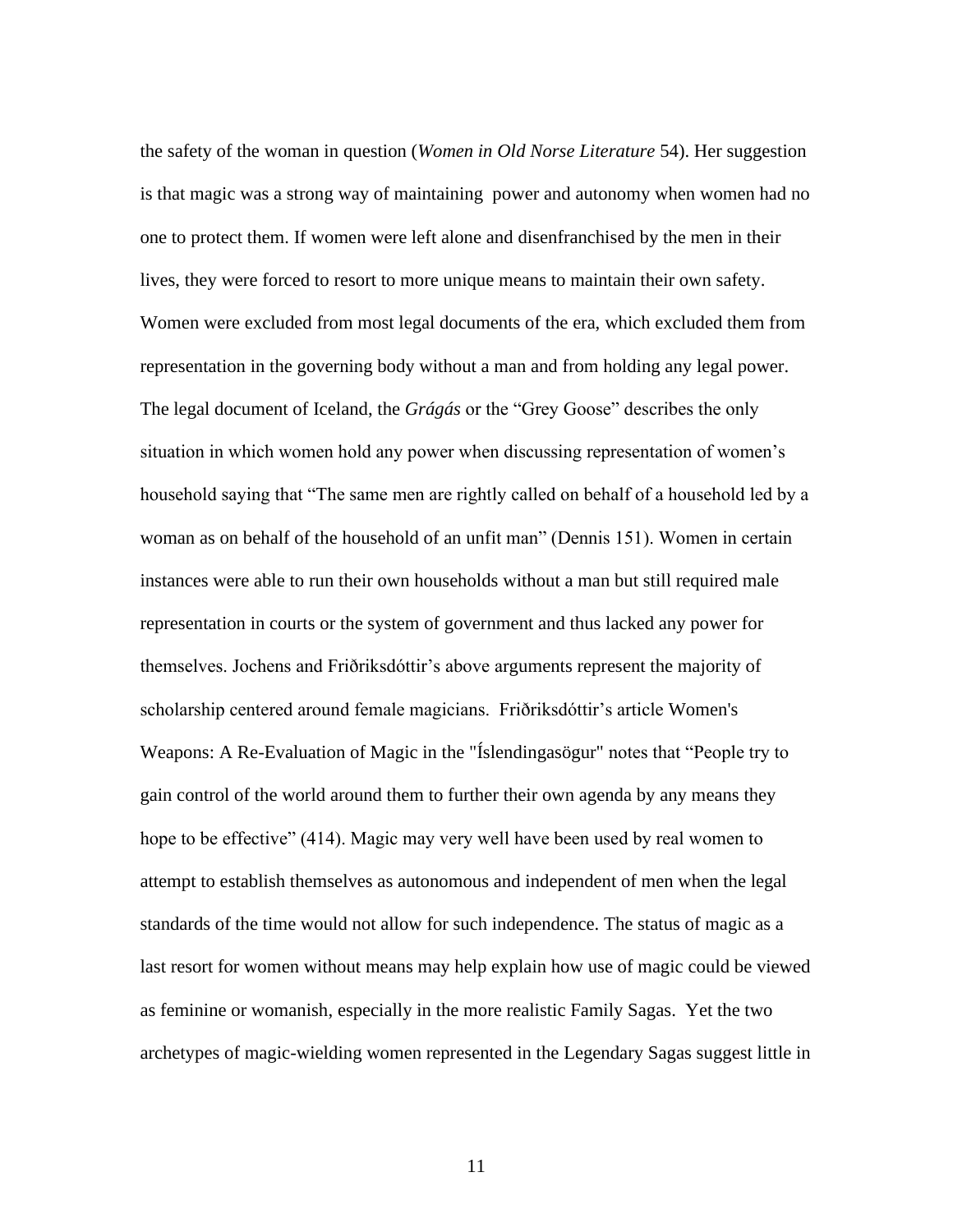the safety of the woman in question (*Women in Old Norse Literature* 54). Her suggestion is that magic was a strong way of maintaining power and autonomy when women had no one to protect them. If women were left alone and disenfranchised by the men in their lives, they were forced to resort to more unique means to maintain their own safety. Women were excluded from most legal documents of the era, which excluded them from representation in the governing body without a man and from holding any legal power. The legal document of Iceland, the *Grágás* or the "Grey Goose" describes the only situation in which women hold any power when discussing representation of women's household saying that "The same men are rightly called on behalf of a household led by a woman as on behalf of the household of an unfit man" (Dennis 151). Women in certain instances were able to run their own households without a man but still required male representation in courts or the system of government and thus lacked any power for themselves. Jochens and Friðriksdóttir's above arguments represent the majority of scholarship centered around female magicians. Friðriksdóttir's article Women's Weapons: A Re-Evaluation of Magic in the "Íslendingasögur" notes that "People try to gain control of the world around them to further their own agenda by any means they hope to be effective" (414). Magic may very well have been used by real women to attempt to establish themselves as autonomous and independent of men when the legal standards of the time would not allow for such independence. The status of magic as a last resort for women without means may help explain how use of magic could be viewed as feminine or womanish, especially in the more realistic Family Sagas. Yet the two archetypes of magic-wielding women represented in the Legendary Sagas suggest little in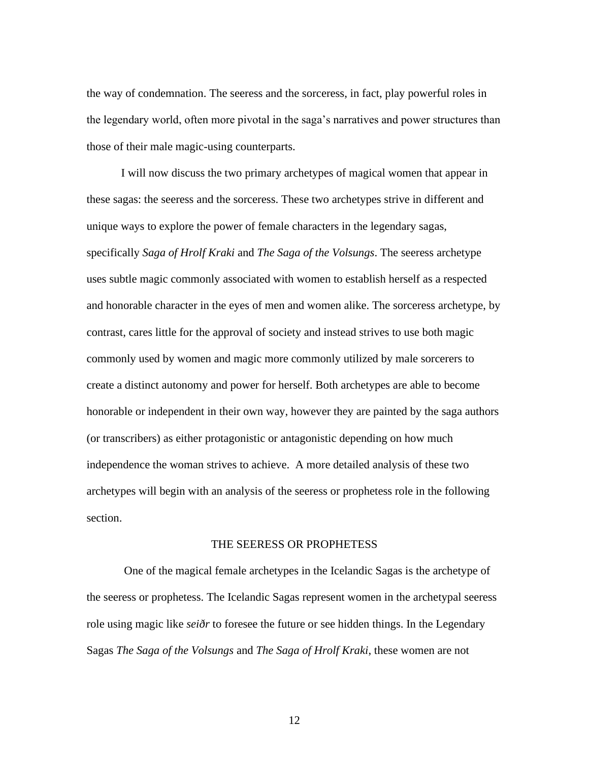the way of condemnation. The seeress and the sorceress, in fact, play powerful roles in the legendary world, often more pivotal in the saga's narratives and power structures than those of their male magic-using counterparts.

I will now discuss the two primary archetypes of magical women that appear in these sagas: the seeress and the sorceress. These two archetypes strive in different and unique ways to explore the power of female characters in the legendary sagas, specifically *Saga of Hrolf Kraki* and *The Saga of the Volsungs*. The seeress archetype uses subtle magic commonly associated with women to establish herself as a respected and honorable character in the eyes of men and women alike. The sorceress archetype, by contrast, cares little for the approval of society and instead strives to use both magic commonly used by women and magic more commonly utilized by male sorcerers to create a distinct autonomy and power for herself. Both archetypes are able to become honorable or independent in their own way, however they are painted by the saga authors (or transcribers) as either protagonistic or antagonistic depending on how much independence the woman strives to achieve. A more detailed analysis of these two archetypes will begin with an analysis of the seeress or prophetess role in the following section.

## THE SEERESS OR PROPHETESS

One of the magical female archetypes in the Icelandic Sagas is the archetype of the seeress or prophetess. The Icelandic Sagas represent women in the archetypal seeress role using magic like *seiðr* to foresee the future or see hidden things. In the Legendary Sagas *The Saga of the Volsungs* and *The Saga of Hrolf Kraki*, these women are not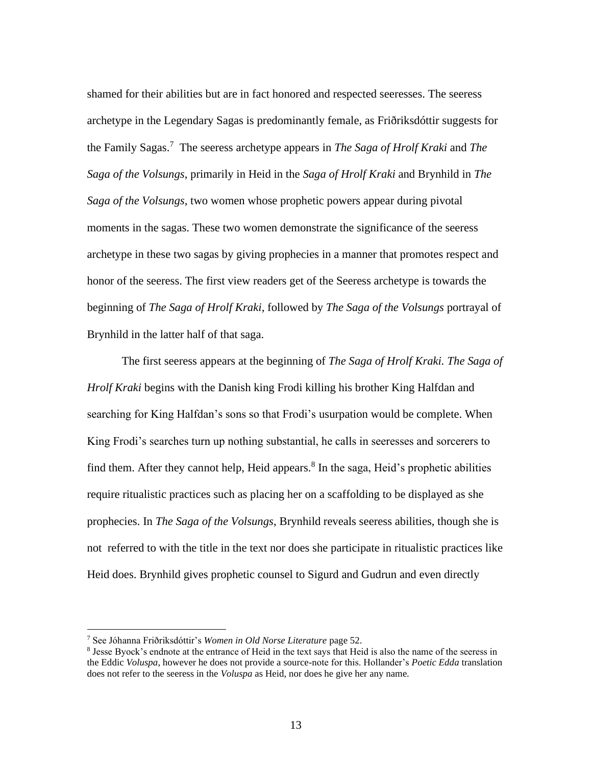shamed for their abilities but are in fact honored and respected seeresses. The seeress archetype in the Legendary Sagas is predominantly female, as Friðriksdóttir suggests for the Family Sagas.[7] The seeress archetype appears in *The Saga of Hrolf Kraki* and *The Saga of the Volsungs*, primarily in Heid in the *Saga of Hrolf Kraki* and Brynhild in *The Saga of the Volsungs*, two women whose prophetic powers appear during pivotal moments in the sagas. These two women demonstrate the significance of the seeress archetype in these two sagas by giving prophecies in a manner that promotes respect and honor of the seeress. The first view readers get of the Seeress archetype is towards the beginning of *The Saga of Hrolf Kraki*, followed by *The Saga of the Volsungs* portrayal of Brynhild in the latter half of that saga.

The first seeress appears at the beginning of *The Saga of Hrolf Kraki. The Saga of Hrolf Kraki* begins with the Danish king Frodi killing his brother King Halfdan and searching for King Halfdan's sons so that Frodi's usurpation would be complete. When King Frodi's searches turn up nothing substantial, he calls in seeresses and sorcerers to find them. After they cannot help, Heid appears.[8] In the saga, Heid's prophetic abilities require ritualistic practices such as placing her on a scaffolding to be displayed as she prophecies. In *The Saga of the Volsungs*, Brynhild reveals seeress abilities, though she is not referred to with the title in the text nor does she participate in ritualistic practices like Heid does. Brynhild gives prophetic counsel to Sigurd and Gudrun and even directly

---

[7] See Jóhanna Friðriksdóttir's *Women in Old Norse Literature* page 52.

[8] Jesse Byock's endnote at the entrance of Heid in the text says that Heid is also the name of the seeress in the Eddic *Voluspa*, however he does not provide a source-note for this. Hollander's *Poetic Edda* translation does not refer to the seeress in the *Voluspa* as Heid, nor does he give her any name.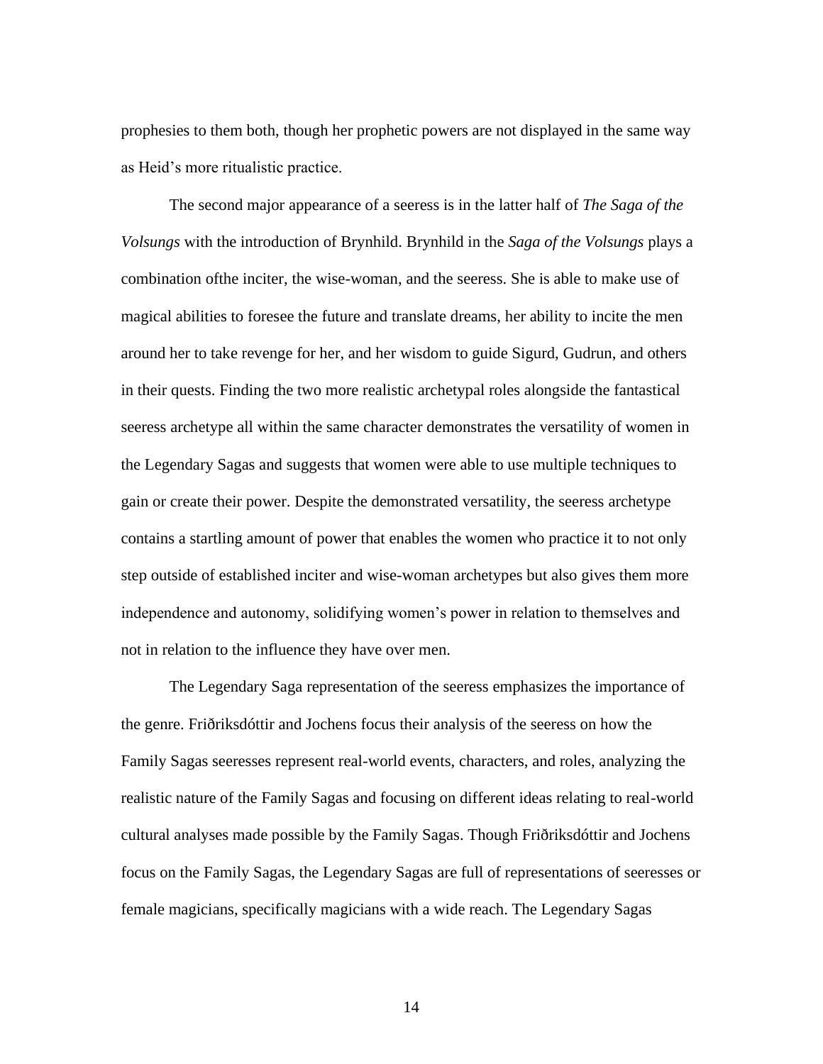prophesies to them both, though her prophetic powers are not displayed in the same way as Heid's more ritualistic practice.

The second major appearance of a seeress is in the latter half of *The Saga of the Volsungs* with the introduction of Brynhild. Brynhild in the *Saga of the Volsungs* plays a combination ofthe inciter, the wise-woman, and the seeress. She is able to make use of magical abilities to foresee the future and translate dreams, her ability to incite the men around her to take revenge for her, and her wisdom to guide Sigurd, Gudrun, and others in their quests. Finding the two more realistic archetypal roles alongside the fantastical seeress archetype all within the same character demonstrates the versatility of women in the Legendary Sagas and suggests that women were able to use multiple techniques to gain or create their power. Despite the demonstrated versatility, the seeress archetype contains a startling amount of power that enables the women who practice it to not only step outside of established inciter and wise-woman archetypes but also gives them more independence and autonomy, solidifying women's power in relation to themselves and not in relation to the influence they have over men.

The Legendary Saga representation of the seeress emphasizes the importance of the genre. Friðriksdóttir and Jochens focus their analysis of the seeress on how the Family Sagas seeresses represent real-world events, characters, and roles, analyzing the realistic nature of the Family Sagas and focusing on different ideas relating to real-world cultural analyses made possible by the Family Sagas. Though Friðriksdóttir and Jochens focus on the Family Sagas, the Legendary Sagas are full of representations of seeresses or female magicians, specifically magicians with a wide reach. The Legendary Sagas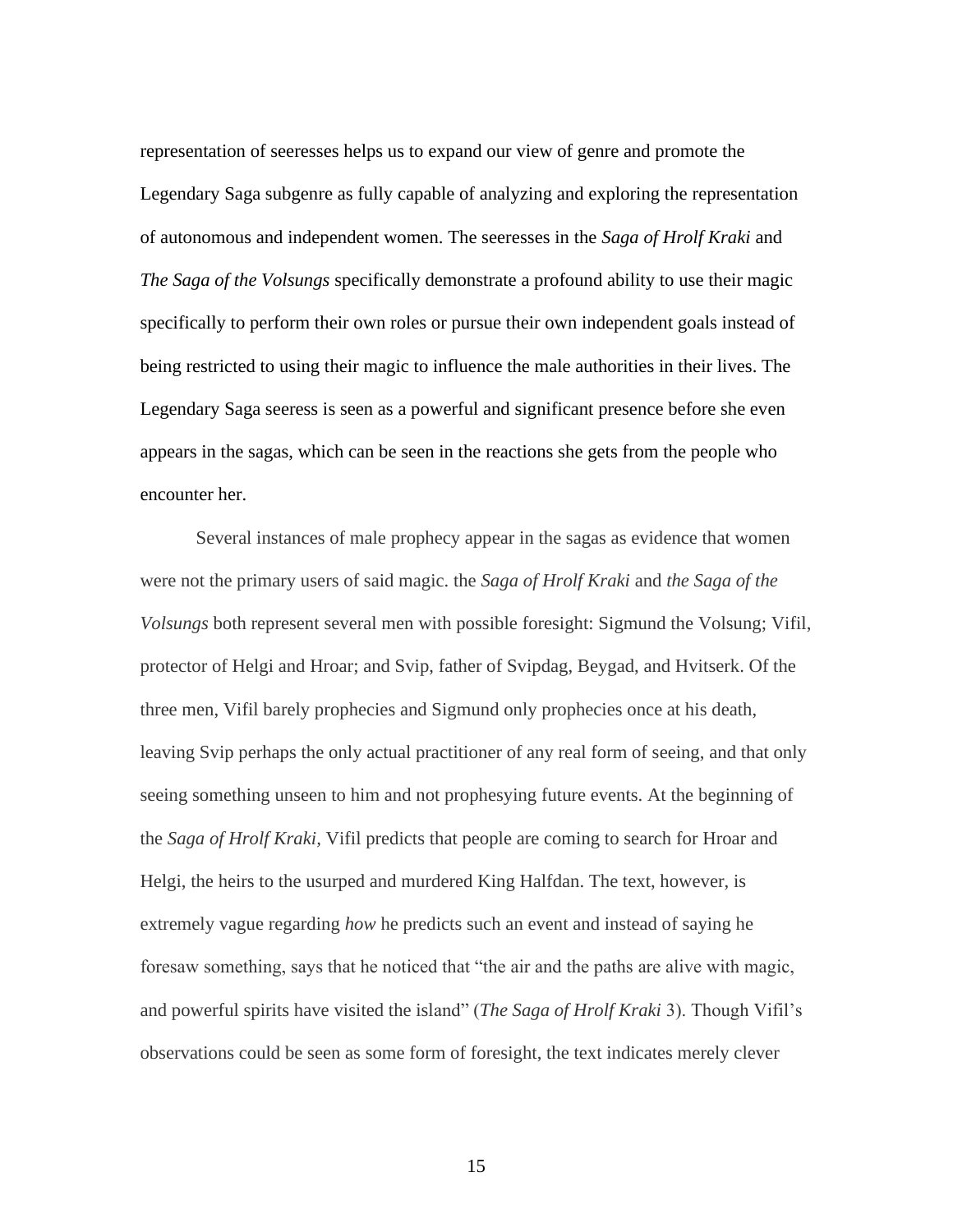representation of seeresses helps us to expand our view of genre and promote the Legendary Saga subgenre as fully capable of analyzing and exploring the representation of autonomous and independent women. The seeresses in the *Saga of Hrolf Kraki* and *The Saga of the Volsungs* specifically demonstrate a profound ability to use their magic specifically to perform their own roles or pursue their own independent goals instead of being restricted to using their magic to influence the male authorities in their lives. The Legendary Saga seeress is seen as a powerful and significant presence before she even appears in the sagas, which can be seen in the reactions she gets from the people who encounter her.

Several instances of male prophecy appear in the sagas as evidence that women were not the primary users of said magic. the *Saga of Hrolf Kraki* and *the Saga of the Volsungs* both represent several men with possible foresight: Sigmund the Volsung; Vifil, protector of Helgi and Hroar; and Svip, father of Svipdag, Beygad, and Hvitserk. Of the three men, Vifil barely prophecies and Sigmund only prophecies once at his death, leaving Svip perhaps the only actual practitioner of any real form of seeing, and that only seeing something unseen to him and not prophesying future events. At the beginning of the *Saga of Hrolf Kraki,* Vifil predicts that people are coming to search for Hroar and Helgi, the heirs to the usurped and murdered King Halfdan. The text, however, is extremely vague regarding *how* he predicts such an event and instead of saying he foresaw something, says that he noticed that "the air and the paths are alive with magic, and powerful spirits have visited the island" (*The Saga of Hrolf Kraki* 3). Though Vifil's observations could be seen as some form of foresight, the text indicates merely clever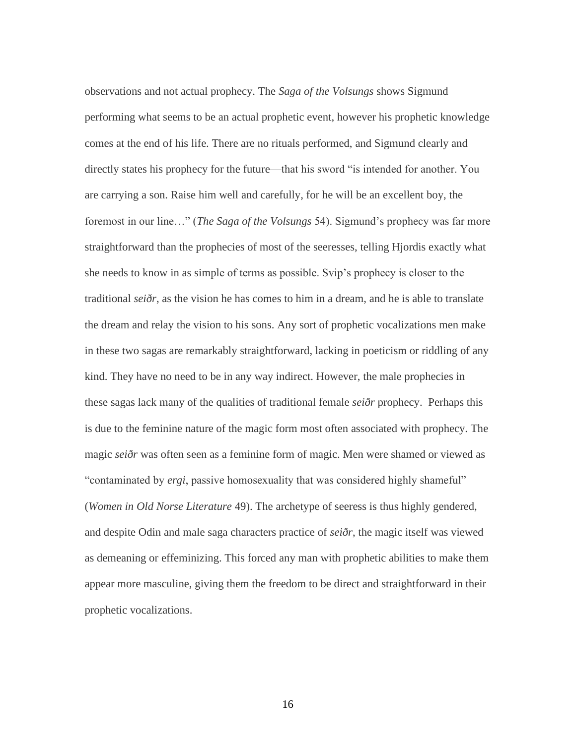observations and not actual prophecy. The *Saga of the Volsungs* shows Sigmund performing what seems to be an actual prophetic event, however his prophetic knowledge comes at the end of his life. There are no rituals performed, and Sigmund clearly and directly states his prophecy for the future—that his sword "is intended for another. You are carrying a son. Raise him well and carefully, for he will be an excellent boy, the foremost in our line…" (*The Saga of the Volsungs* 54). Sigmund's prophecy was far more straightforward than the prophecies of most of the seeresses, telling Hjordis exactly what she needs to know in as simple of terms as possible. Svip's prophecy is closer to the traditional *seiðr*, as the vision he has comes to him in a dream, and he is able to translate the dream and relay the vision to his sons. Any sort of prophetic vocalizations men make in these two sagas are remarkably straightforward, lacking in poeticism or riddling of any kind. They have no need to be in any way indirect. However, the male prophecies in these sagas lack many of the qualities of traditional female *seiðr* prophecy. Perhaps this is due to the feminine nature of the magic form most often associated with prophecy. The magic *seiðr* was often seen as a feminine form of magic. Men were shamed or viewed as "contaminated by *ergi*, passive homosexuality that was considered highly shameful" (*Women in Old Norse Literature* 49). The archetype of seeress is thus highly gendered, and despite Odin and male saga characters practice of *seiðr*, the magic itself was viewed as demeaning or effeminizing. This forced any man with prophetic abilities to make them appear more masculine, giving them the freedom to be direct and straightforward in their prophetic vocalizations.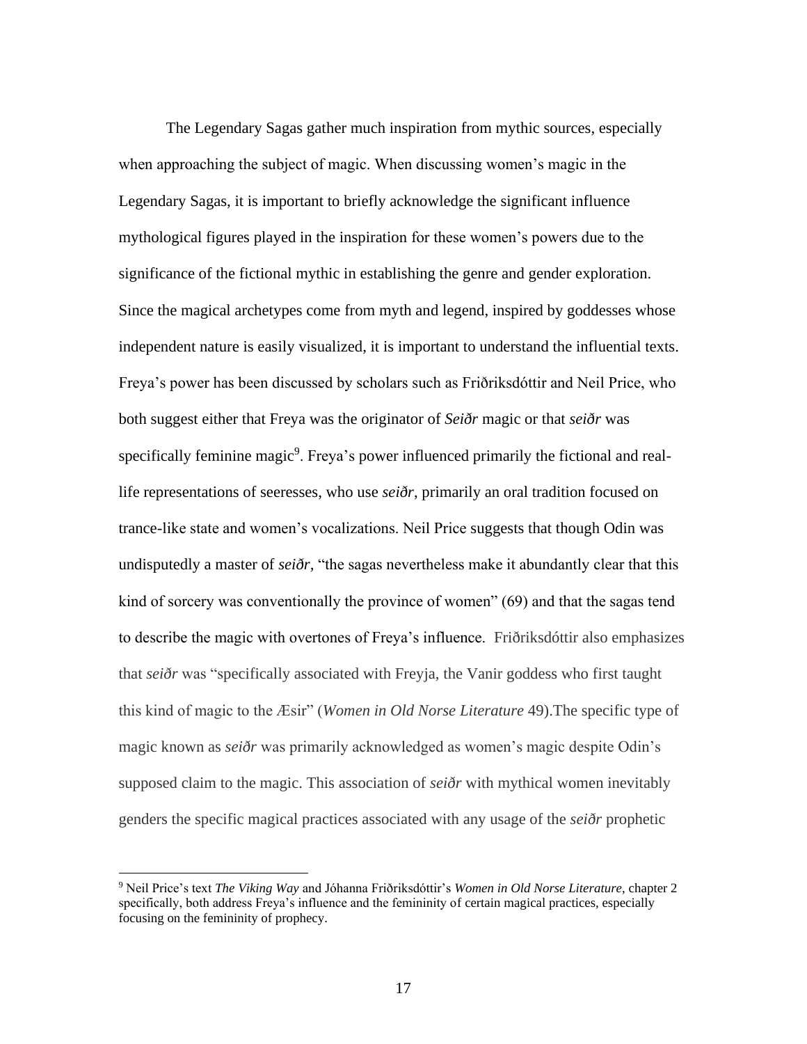The Legendary Sagas gather much inspiration from mythic sources, especially when approaching the subject of magic. When discussing women's magic in the Legendary Sagas, it is important to briefly acknowledge the significant influence mythological figures played in the inspiration for these women's powers due to the significance of the fictional mythic in establishing the genre and gender exploration. Since the magical archetypes come from myth and legend, inspired by goddesses whose independent nature is easily visualized, it is important to understand the influential texts. Freya's power has been discussed by scholars such as Friðriksdóttir and Neil Price, who both suggest either that Freya was the originator of *Seiðr* magic or that *seiðr* was specifically feminine magic[9]. Freya's power influenced primarily the fictional and real-life representations of seeresses, who use *seiðr*, primarily an oral tradition focused on trance-like state and women's vocalizations. Neil Price suggests that though Odin was undisputedly a master of *seiðr*, "the sagas nevertheless make it abundantly clear that this kind of sorcery was conventionally the province of women" (69) and that the sagas tend to describe the magic with overtones of Freya's influence. Friðriksdóttir also emphasizes that *seiðr* was "specifically associated with Freyja, the Vanir goddess who first taught this kind of magic to the Æsir" (*Women in Old Norse Literature* 49).The specific type of magic known as *seiðr* was primarily acknowledged as women's magic despite Odin's supposed claim to the magic. This association of *seiðr* with mythical women inevitably genders the specific magical practices associated with any usage of the *seiðr* prophetic

[9] Neil Price's text *The Viking Way* and Jóhanna Friðriksdóttir's *Women in Old Norse Literature*, chapter 2 specifically, both address Freya's influence and the femininity of certain magical practices, especially focusing on the femininity of prophecy.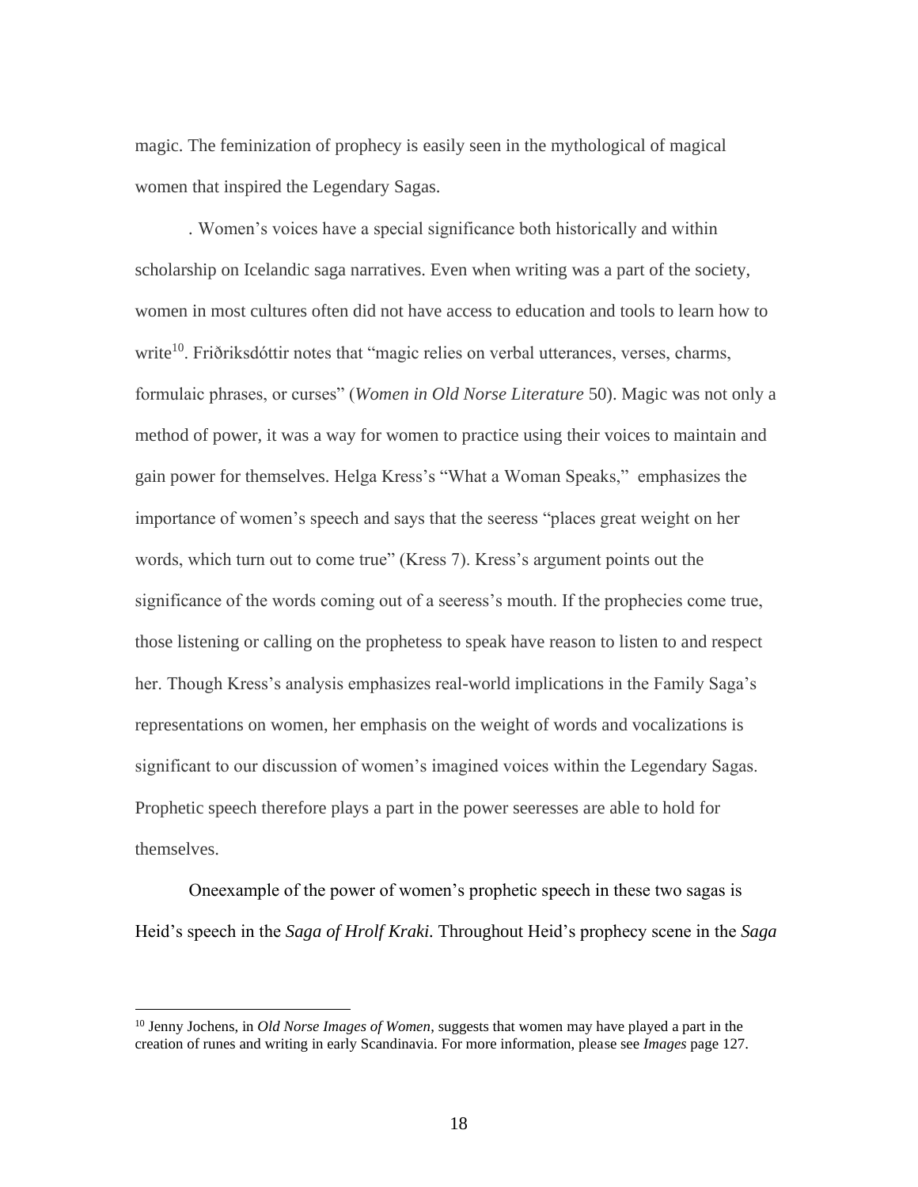magic. The feminization of prophecy is easily seen in the mythological of magical women that inspired the Legendary Sagas.

. Women's voices have a special significance both historically and within scholarship on Icelandic saga narratives. Even when writing was a part of the society, women in most cultures often did not have access to education and tools to learn how to write[10]. Friðriksdóttir notes that "magic relies on verbal utterances, verses, charms, formulaic phrases, or curses" (*Women in Old Norse Literature* 50). Magic was not only a method of power, it was a way for women to practice using their voices to maintain and gain power for themselves. Helga Kress's "What a Woman Speaks," emphasizes the importance of women's speech and says that the seeress "places great weight on her words, which turn out to come true" (Kress 7). Kress's argument points out the significance of the words coming out of a seeress's mouth. If the prophecies come true, those listening or calling on the prophetess to speak have reason to listen to and respect her. Though Kress's analysis emphasizes real-world implications in the Family Saga's representations on women, her emphasis on the weight of words and vocalizations is significant to our discussion of women's imagined voices within the Legendary Sagas. Prophetic speech therefore plays a part in the power seeresses are able to hold for themselves.

Oneexample of the power of women's prophetic speech in these two sagas is Heid's speech in the *Saga of Hrolf Kraki.* Throughout Heid's prophecy scene in the *Saga*

---

[10] Jenny Jochens, in *Old Norse Images of Women*, suggests that women may have played a part in the creation of runes and writing in early Scandinavia. For more information, please see *Images* page 127.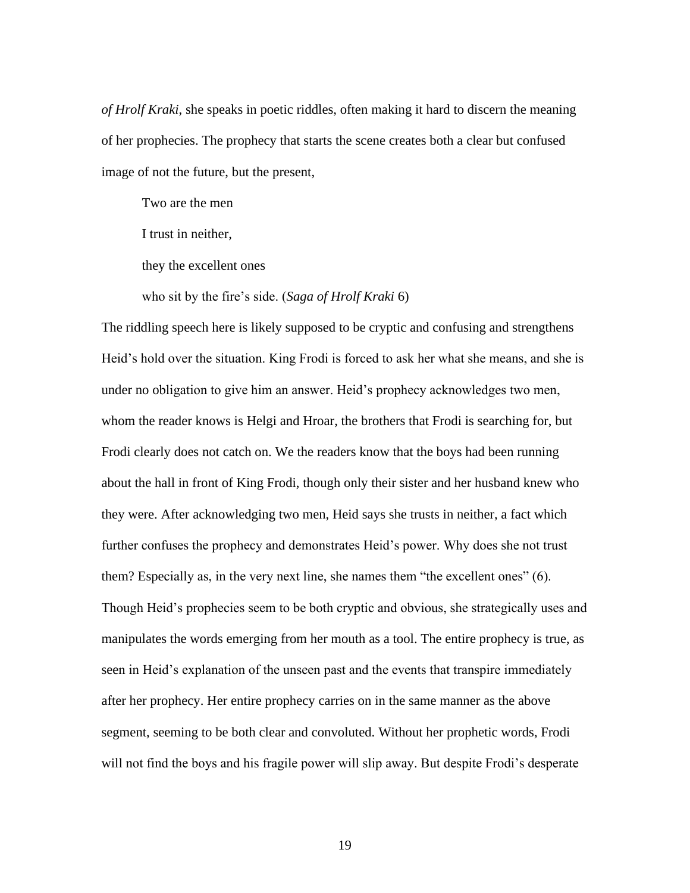*of Hrolf Kraki*, she speaks in poetic riddles, often making it hard to discern the meaning of her prophecies. The prophecy that starts the scene creates both a clear but confused image of not the future, but the present,

> Two are the men
>
> I trust in neither,
>
> they the excellent ones
>
> who sit by the fire's side. (*Saga of Hrolf Kraki* 6)

The riddling speech here is likely supposed to be cryptic and confusing and strengthens Heid's hold over the situation. King Frodi is forced to ask her what she means, and she is under no obligation to give him an answer. Heid's prophecy acknowledges two men, whom the reader knows is Helgi and Hroar, the brothers that Frodi is searching for, but Frodi clearly does not catch on. We the readers know that the boys had been running about the hall in front of King Frodi, though only their sister and her husband knew who they were. After acknowledging two men, Heid says she trusts in neither, a fact which further confuses the prophecy and demonstrates Heid's power. Why does she not trust them? Especially as, in the very next line, she names them "the excellent ones" (6). Though Heid's prophecies seem to be both cryptic and obvious, she strategically uses and manipulates the words emerging from her mouth as a tool. The entire prophecy is true, as seen in Heid's explanation of the unseen past and the events that transpire immediately after her prophecy. Her entire prophecy carries on in the same manner as the above segment, seeming to be both clear and convoluted. Without her prophetic words, Frodi will not find the boys and his fragile power will slip away. But despite Frodi's desperate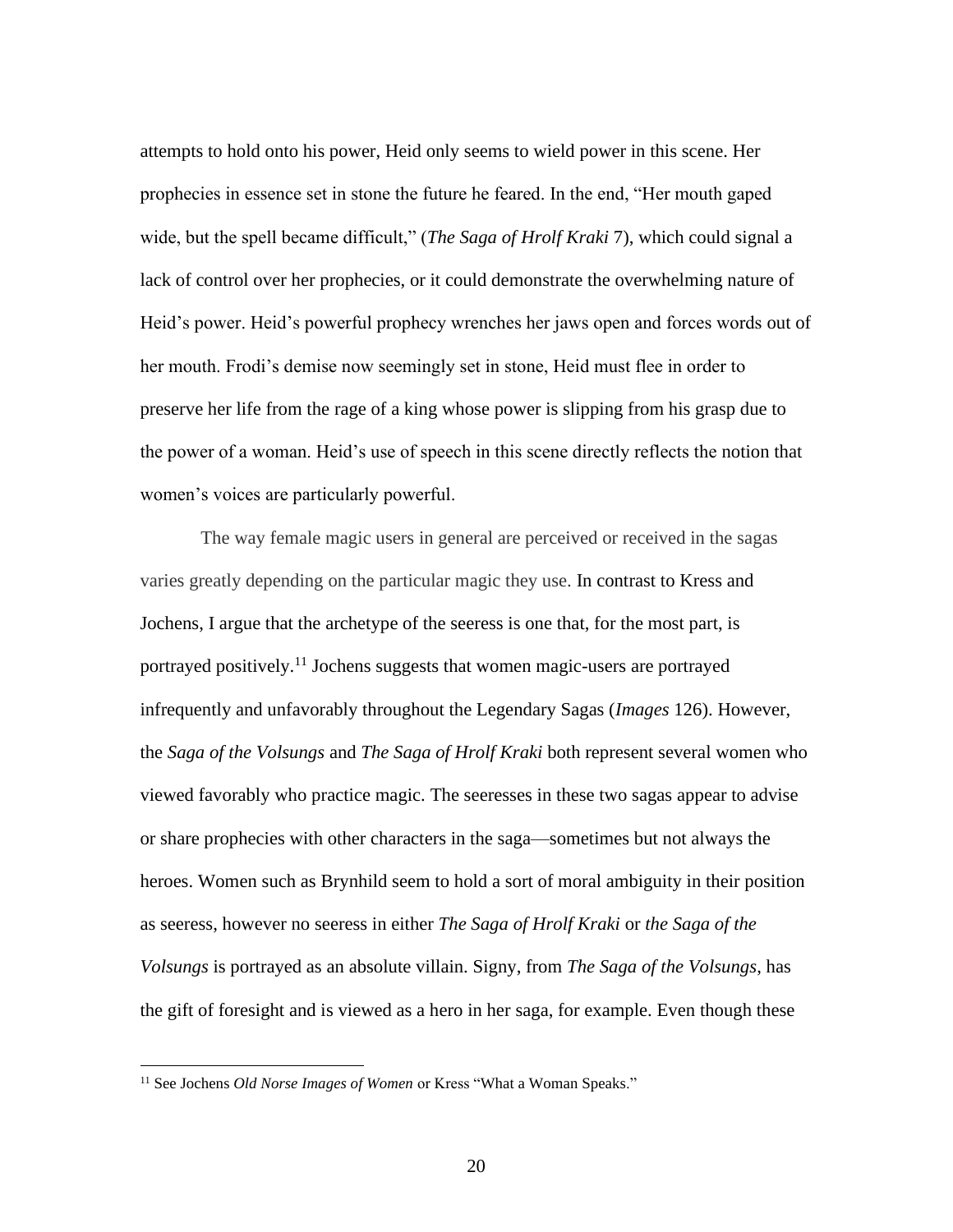attempts to hold onto his power, Heid only seems to wield power in this scene. Her prophecies in essence set in stone the future he feared. In the end, "Her mouth gaped wide, but the spell became difficult," (*The Saga of Hrolf Kraki* 7), which could signal a lack of control over her prophecies, or it could demonstrate the overwhelming nature of Heid's power. Heid's powerful prophecy wrenches her jaws open and forces words out of her mouth. Frodi's demise now seemingly set in stone, Heid must flee in order to preserve her life from the rage of a king whose power is slipping from his grasp due to the power of a woman. Heid's use of speech in this scene directly reflects the notion that women's voices are particularly powerful.

The way female magic users in general are perceived or received in the sagas varies greatly depending on the particular magic they use. In contrast to Kress and Jochens, I argue that the archetype of the seeress is one that, for the most part, is portrayed positively.[11] Jochens suggests that women magic-users are portrayed infrequently and unfavorably throughout the Legendary Sagas (*Images* 126). However, the *Saga of the Volsungs* and *The Saga of Hrolf Kraki* both represent several women who viewed favorably who practice magic. The seeresses in these two sagas appear to advise or share prophecies with other characters in the saga—sometimes but not always the heroes. Women such as Brynhild seem to hold a sort of moral ambiguity in their position as seeress, however no seeress in either *The Saga of Hrolf Kraki* or *the Saga of the Volsungs* is portrayed as an absolute villain. Signy, from *The Saga of the Volsungs*, has the gift of foresight and is viewed as a hero in her saga, for example. Even though these

[11] See Jochens *Old Norse Images of Women* or Kress "What a Woman Speaks."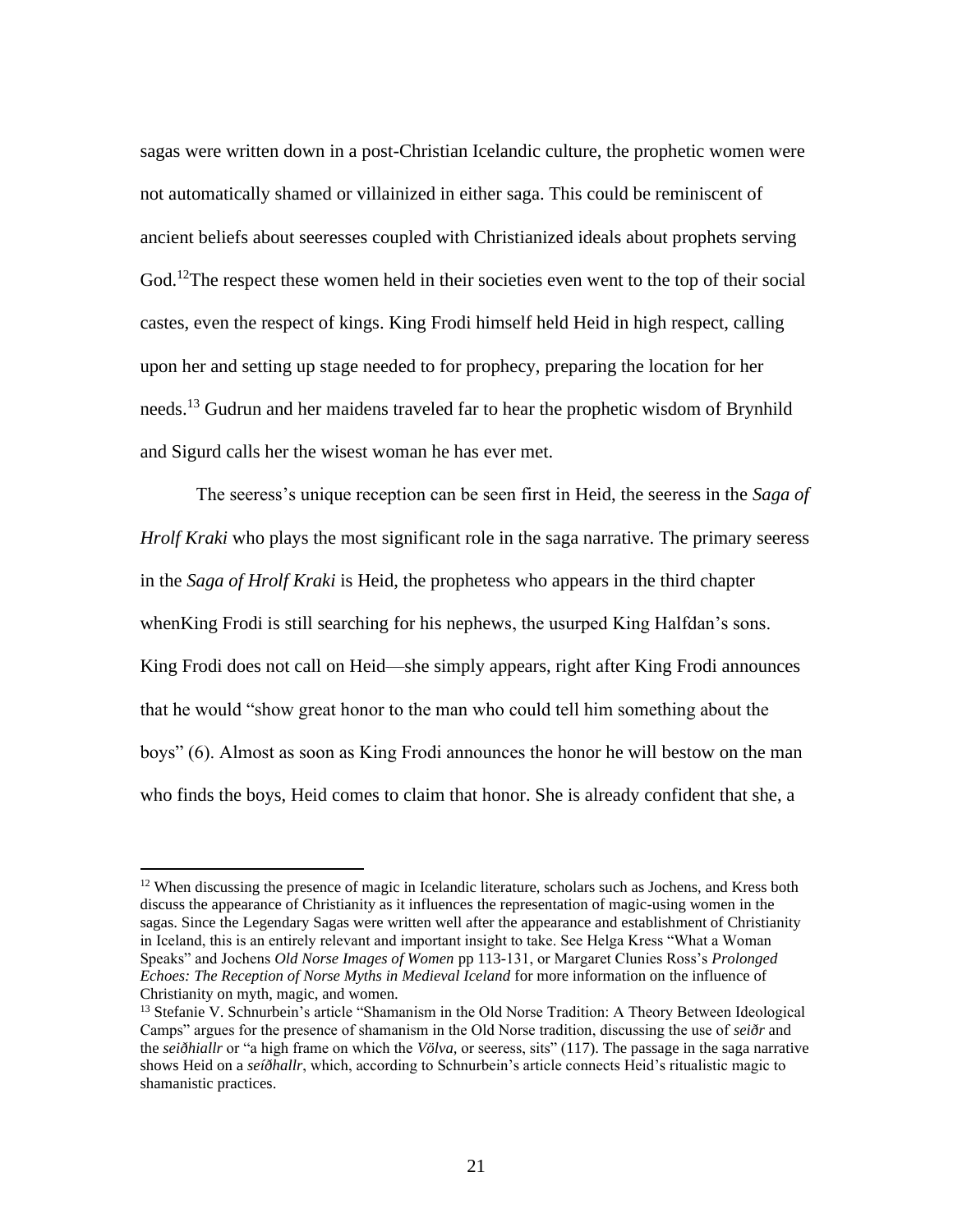sagas were written down in a post-Christian Icelandic culture, the prophetic women were not automatically shamed or villainized in either saga. This could be reminiscent of ancient beliefs about seeresses coupled with Christianized ideals about prophets serving God.[12]The respect these women held in their societies even went to the top of their social castes, even the respect of kings. King Frodi himself held Heid in high respect, calling upon her and setting up stage needed to for prophecy, preparing the location for her needs.[13] Gudrun and her maidens traveled far to hear the prophetic wisdom of Brynhild and Sigurd calls her the wisest woman he has ever met.

The seeress's unique reception can be seen first in Heid, the seeress in the *Saga of Hrolf Kraki* who plays the most significant role in the saga narrative. The primary seeress in the *Saga of Hrolf Kraki* is Heid, the prophetess who appears in the third chapter whenKing Frodi is still searching for his nephews, the usurped King Halfdan's sons. King Frodi does not call on Heid—she simply appears, right after King Frodi announces that he would "show great honor to the man who could tell him something about the boys" (6). Almost as soon as King Frodi announces the honor he will bestow on the man who finds the boys, Heid comes to claim that honor. She is already confident that she, a

---

[12] When discussing the presence of magic in Icelandic literature, scholars such as Jochens, and Kress both discuss the appearance of Christianity as it influences the representation of magic-using women in the sagas. Since the Legendary Sagas were written well after the appearance and establishment of Christianity in Iceland, this is an entirely relevant and important insight to take. See Helga Kress "What a Woman Speaks" and Jochens *Old Norse Images of Women* pp 113-131, or Margaret Clunies Ross's *Prolonged Echoes: The Reception of Norse Myths in Medieval Iceland* for more information on the influence of Christianity on myth, magic, and women.

[13] Stefanie V. Schnurbein's article "Shamanism in the Old Norse Tradition: A Theory Between Ideological Camps" argues for the presence of shamanism in the Old Norse tradition, discussing the use of ***seiðr*** and the ***seiðhiallr*** or "a high frame on which the *Völva,* or seeress, sits" (117). The passage in the saga narrative shows Heid on a *seíðhallr*, which, according to Schnurbein's article connects Heid's ritualistic magic to shamanistic practices.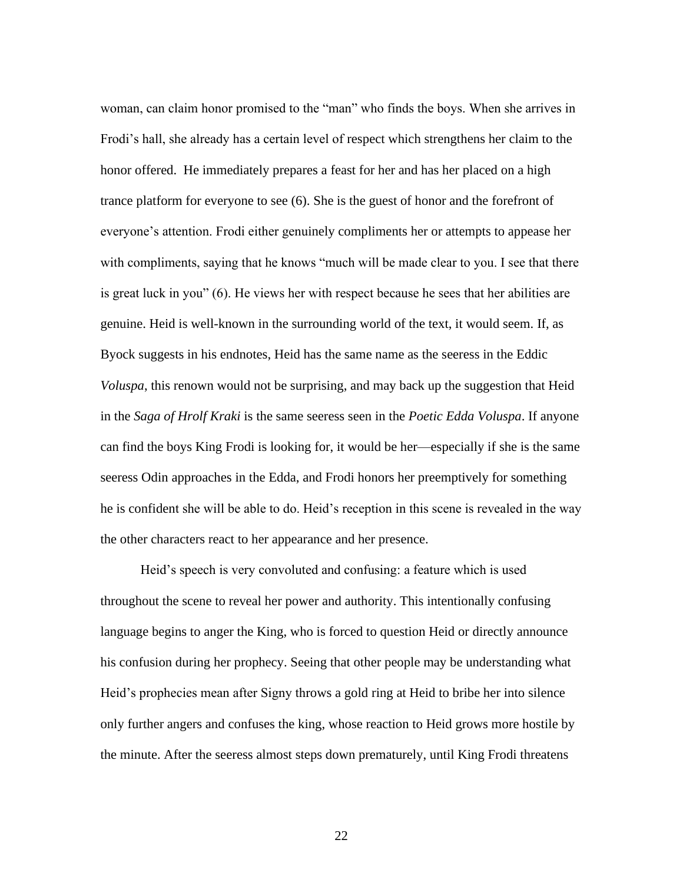woman, can claim honor promised to the "man" who finds the boys. When she arrives in Frodi's hall, she already has a certain level of respect which strengthens her claim to the honor offered.  He immediately prepares a feast for her and has her placed on a high trance platform for everyone to see (6). She is the guest of honor and the forefront of everyone's attention. Frodi either genuinely compliments her or attempts to appease her with compliments, saying that he knows "much will be made clear to you. I see that there is great luck in you" (6). He views her with respect because he sees that her abilities are genuine. Heid is well-known in the surrounding world of the text, it would seem. If, as Byock suggests in his endnotes, Heid has the same name as the seeress in the Eddic *Voluspa*, this renown would not be surprising, and may back up the suggestion that Heid in the *Saga of Hrolf Kraki* is the same seeress seen in the *Poetic Edda Voluspa*. If anyone can find the boys King Frodi is looking for, it would be her—especially if she is the same seeress Odin approaches in the Edda, and Frodi honors her preemptively for something he is confident she will be able to do. Heid's reception in this scene is revealed in the way the other characters react to her appearance and her presence.

Heid's speech is very convoluted and confusing: a feature which is used throughout the scene to reveal her power and authority. This intentionally confusing language begins to anger the King, who is forced to question Heid or directly announce his confusion during her prophecy. Seeing that other people may be understanding what Heid's prophecies mean after Signy throws a gold ring at Heid to bribe her into silence only further angers and confuses the king, whose reaction to Heid grows more hostile by the minute. After the seeress almost steps down prematurely, until King Frodi threatens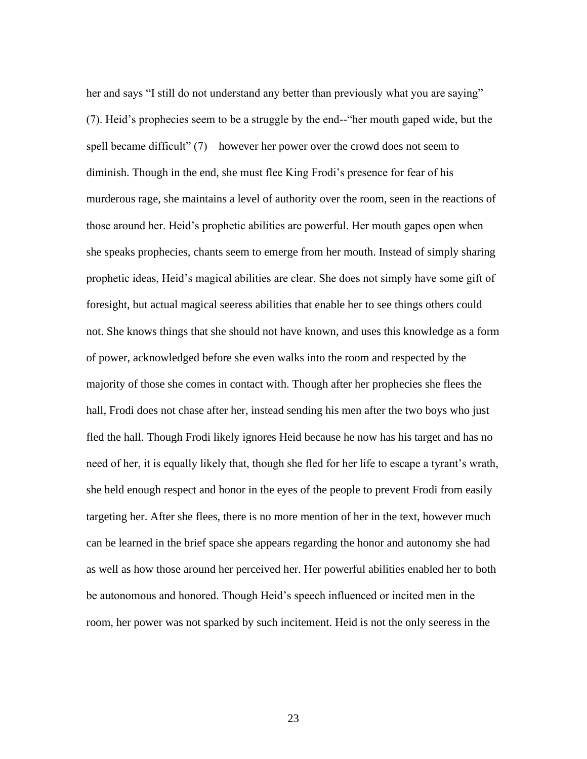her and says "I still do not understand any better than previously what you are saying" (7). Heid's prophecies seem to be a struggle by the end--"her mouth gaped wide, but the spell became difficult" (7)—however her power over the crowd does not seem to diminish. Though in the end, she must flee King Frodi's presence for fear of his murderous rage, she maintains a level of authority over the room, seen in the reactions of those around her. Heid's prophetic abilities are powerful. Her mouth gapes open when she speaks prophecies, chants seem to emerge from her mouth. Instead of simply sharing prophetic ideas, Heid's magical abilities are clear. She does not simply have some gift of foresight, but actual magical seeress abilities that enable her to see things others could not. She knows things that she should not have known, and uses this knowledge as a form of power, acknowledged before she even walks into the room and respected by the majority of those she comes in contact with. Though after her prophecies she flees the hall, Frodi does not chase after her, instead sending his men after the two boys who just fled the hall. Though Frodi likely ignores Heid because he now has his target and has no need of her, it is equally likely that, though she fled for her life to escape a tyrant's wrath, she held enough respect and honor in the eyes of the people to prevent Frodi from easily targeting her. After she flees, there is no more mention of her in the text, however much can be learned in the brief space she appears regarding the honor and autonomy she had as well as how those around her perceived her. Her powerful abilities enabled her to both be autonomous and honored. Though Heid's speech influenced or incited men in the room, her power was not sparked by such incitement. Heid is not the only seeress in the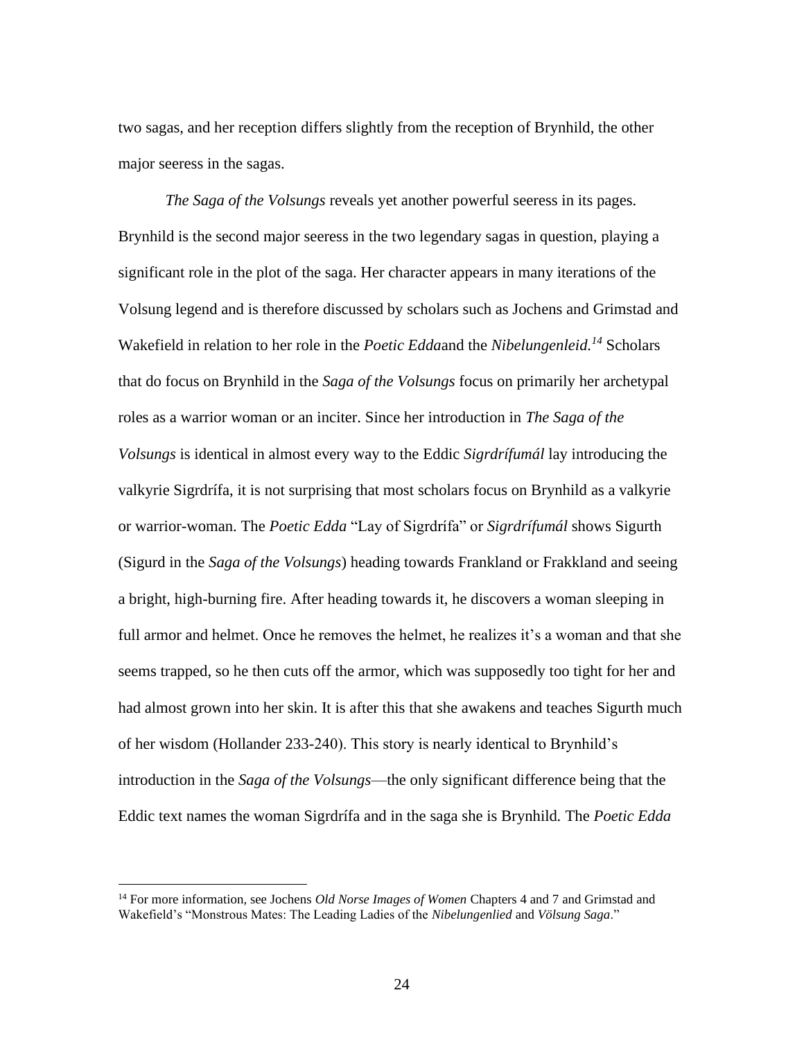two sagas, and her reception differs slightly from the reception of Brynhild, the other major seeress in the sagas.

*The Saga of the Volsungs* reveals yet another powerful seeress in its pages. Brynhild is the second major seeress in the two legendary sagas in question, playing a significant role in the plot of the saga. Her character appears in many iterations of the Volsung legend and is therefore discussed by scholars such as Jochens and Grimstad and Wakefield in relation to her role in the *Poetic Edda*and the *Nibelungenleid*.[14] Scholars that do focus on Brynhild in the *Saga of the Volsungs* focus on primarily her archetypal roles as a warrior woman or an inciter. Since her introduction in *The Saga of the Volsungs* is identical in almost every way to the Eddic *Sigrdrífumál* lay introducing the valkyrie Sigrdrífa, it is not surprising that most scholars focus on Brynhild as a valkyrie or warrior-woman. The *Poetic Edda* "Lay of Sigrdrífa" or *Sigrdrífumál* shows Sigurth (Sigurd in the *Saga of the Volsungs*) heading towards Frankland or Frakkland and seeing a bright, high-burning fire. After heading towards it, he discovers a woman sleeping in full armor and helmet. Once he removes the helmet, he realizes it's a woman and that she seems trapped, so he then cuts off the armor, which was supposedly too tight for her and had almost grown into her skin. It is after this that she awakens and teaches Sigurth much of her wisdom (Hollander 233-240). This story is nearly identical to Brynhild's introduction in the *Saga of the Volsungs*—the only significant difference being that the Eddic text names the woman Sigrdrífa and in the saga she is Brynhild. The *Poetic Edda*

[14] For more information, see Jochens *Old Norse Images of Women* Chapters 4 and 7 and Grimstad and Wakefield's "Monstrous Mates: The Leading Ladies of the *Nibelungenlied* and *Völsung Saga*."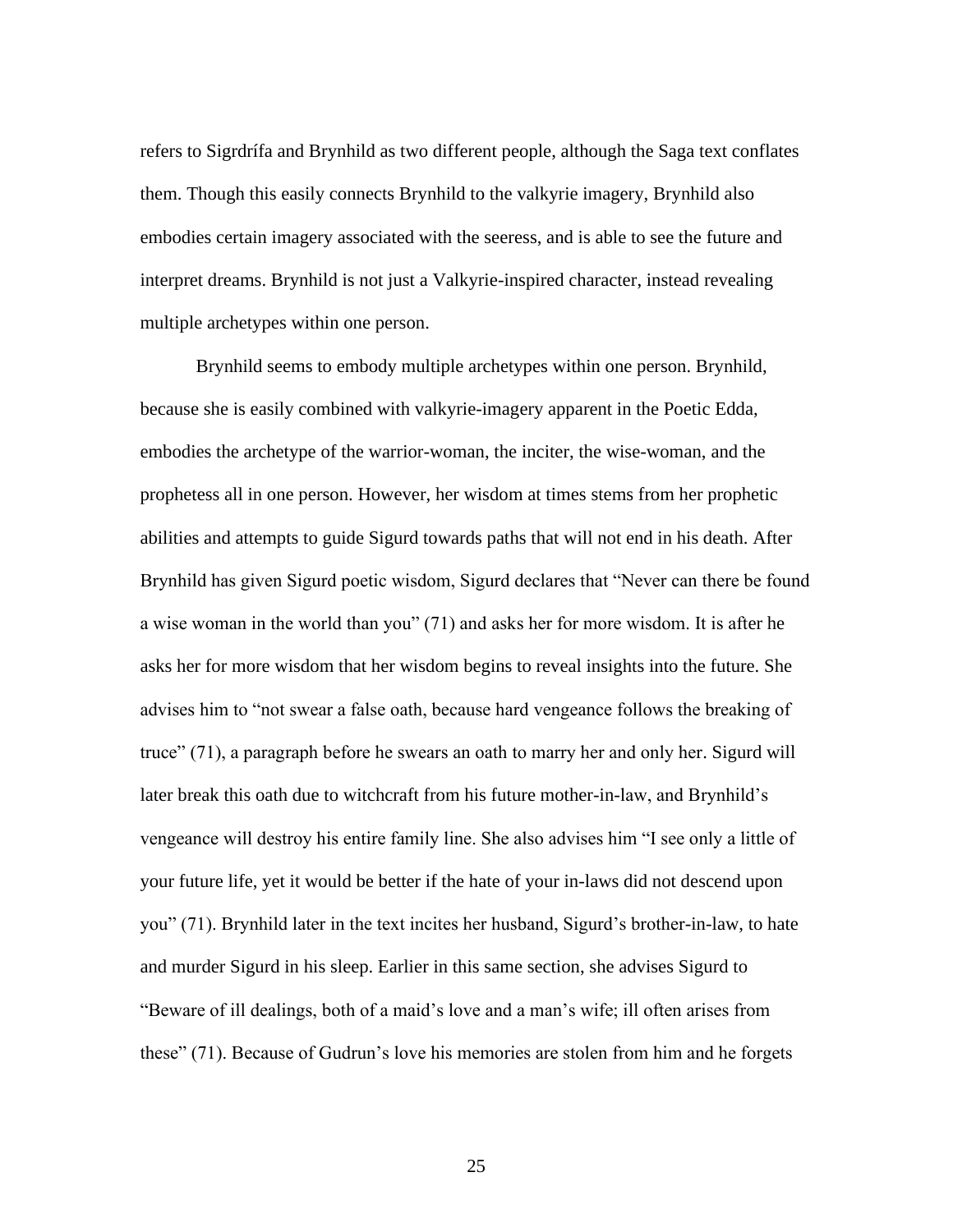refers to Sigrdrífa and Brynhild as two different people, although the Saga text conflates them. Though this easily connects Brynhild to the valkyrie imagery, Brynhild also embodies certain imagery associated with the seeress, and is able to see the future and interpret dreams. Brynhild is not just a Valkyrie-inspired character, instead revealing multiple archetypes within one person.

Brynhild seems to embody multiple archetypes within one person. Brynhild, because she is easily combined with valkyrie-imagery apparent in the Poetic Edda, embodies the archetype of the warrior-woman, the inciter, the wise-woman, and the prophetess all in one person. However, her wisdom at times stems from her prophetic abilities and attempts to guide Sigurd towards paths that will not end in his death. After Brynhild has given Sigurd poetic wisdom, Sigurd declares that "Never can there be found a wise woman in the world than you" (71) and asks her for more wisdom. It is after he asks her for more wisdom that her wisdom begins to reveal insights into the future. She advises him to "not swear a false oath, because hard vengeance follows the breaking of truce" (71), a paragraph before he swears an oath to marry her and only her. Sigurd will later break this oath due to witchcraft from his future mother-in-law, and Brynhild's vengeance will destroy his entire family line. She also advises him "I see only a little of your future life, yet it would be better if the hate of your in-laws did not descend upon you" (71). Brynhild later in the text incites her husband, Sigurd's brother-in-law, to hate and murder Sigurd in his sleep. Earlier in this same section, she advises Sigurd to "Beware of ill dealings, both of a maid's love and a man's wife; ill often arises from these" (71). Because of Gudrun's love his memories are stolen from him and he forgets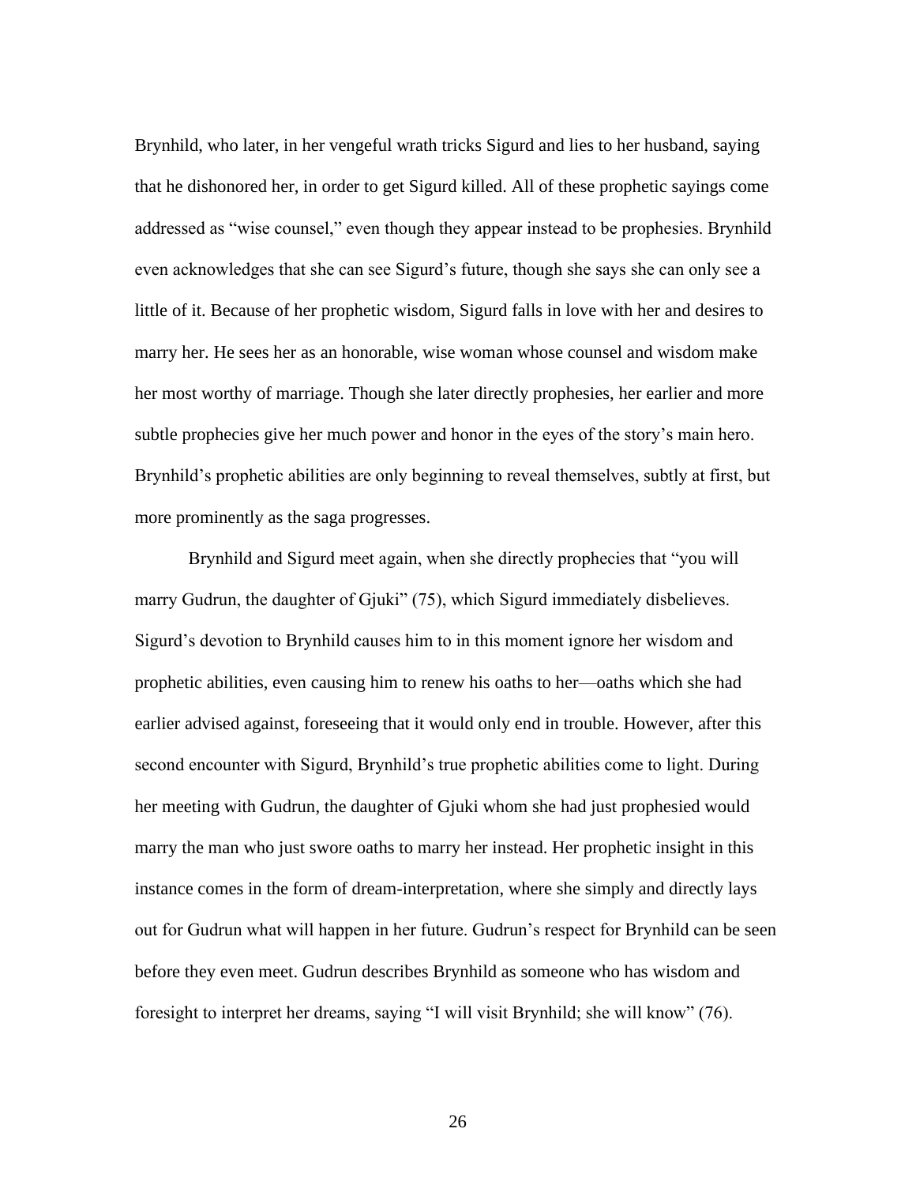Brynhild, who later, in her vengeful wrath tricks Sigurd and lies to her husband, saying that he dishonored her, in order to get Sigurd killed. All of these prophetic sayings come addressed as "wise counsel," even though they appear instead to be prophesies. Brynhild even acknowledges that she can see Sigurd's future, though she says she can only see a little of it. Because of her prophetic wisdom, Sigurd falls in love with her and desires to marry her. He sees her as an honorable, wise woman whose counsel and wisdom make her most worthy of marriage. Though she later directly prophesies, her earlier and more subtle prophecies give her much power and honor in the eyes of the story's main hero. Brynhild's prophetic abilities are only beginning to reveal themselves, subtly at first, but more prominently as the saga progresses.

Brynhild and Sigurd meet again, when she directly prophecies that "you will marry Gudrun, the daughter of Gjuki" (75), which Sigurd immediately disbelieves. Sigurd's devotion to Brynhild causes him to in this moment ignore her wisdom and prophetic abilities, even causing him to renew his oaths to her—oaths which she had earlier advised against, foreseeing that it would only end in trouble. However, after this second encounter with Sigurd, Brynhild's true prophetic abilities come to light. During her meeting with Gudrun, the daughter of Gjuki whom she had just prophesied would marry the man who just swore oaths to marry her instead. Her prophetic insight in this instance comes in the form of dream-interpretation, where she simply and directly lays out for Gudrun what will happen in her future. Gudrun's respect for Brynhild can be seen before they even meet. Gudrun describes Brynhild as someone who has wisdom and foresight to interpret her dreams, saying "I will visit Brynhild; she will know" (76).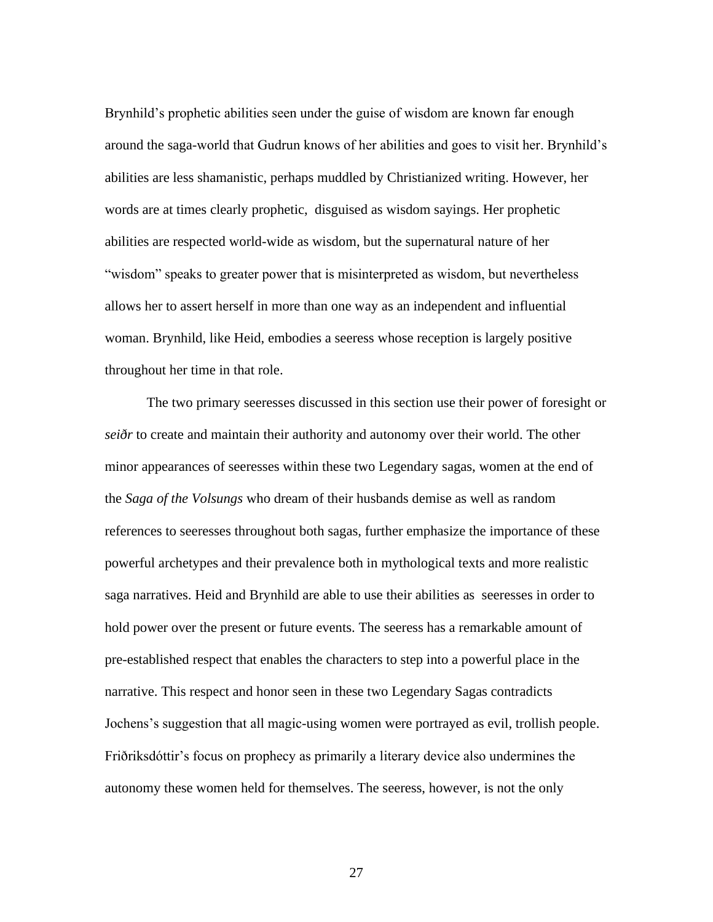Brynhild's prophetic abilities seen under the guise of wisdom are known far enough around the saga-world that Gudrun knows of her abilities and goes to visit her. Brynhild's abilities are less shamanistic, perhaps muddled by Christianized writing. However, her words are at times clearly prophetic, disguised as wisdom sayings. Her prophetic abilities are respected world-wide as wisdom, but the supernatural nature of her "wisdom" speaks to greater power that is misinterpreted as wisdom, but nevertheless allows her to assert herself in more than one way as an independent and influential woman. Brynhild, like Heid, embodies a seeress whose reception is largely positive throughout her time in that role.

The two primary seeresses discussed in this section use their power of foresight or *seiðr* to create and maintain their authority and autonomy over their world. The other minor appearances of seeresses within these two Legendary sagas, women at the end of the *Saga of the Volsungs* who dream of their husbands demise as well as random references to seeresses throughout both sagas, further emphasize the importance of these powerful archetypes and their prevalence both in mythological texts and more realistic saga narratives. Heid and Brynhild are able to use their abilities as seeresses in order to hold power over the present or future events. The seeress has a remarkable amount of pre-established respect that enables the characters to step into a powerful place in the narrative. This respect and honor seen in these two Legendary Sagas contradicts Jochens's suggestion that all magic-using women were portrayed as evil, trollish people. Friðriksdóttir's focus on prophecy as primarily a literary device also undermines the autonomy these women held for themselves. The seeress, however, is not the only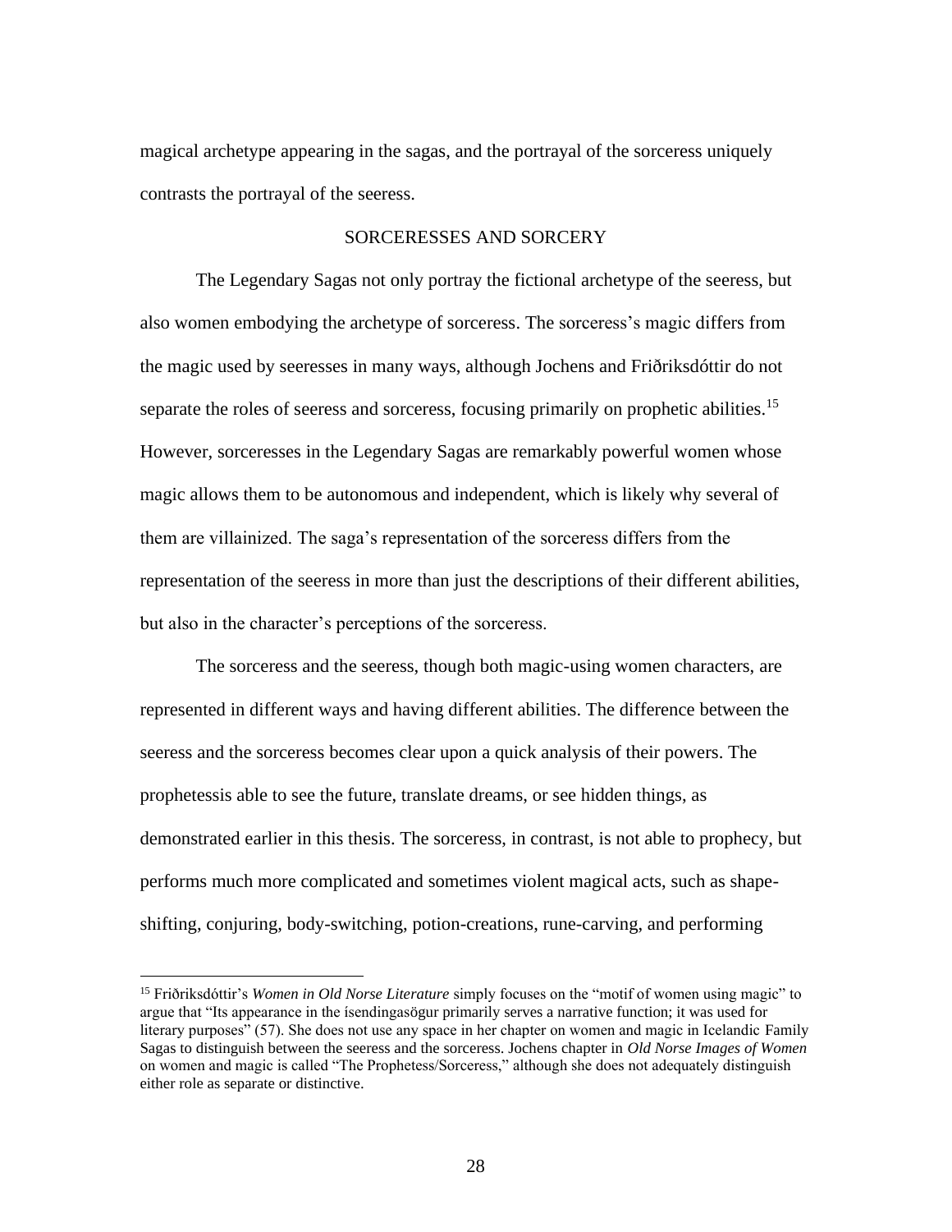magical archetype appearing in the sagas, and the portrayal of the sorceress uniquely contrasts the portrayal of the seeress.

## SORCERESSES AND SORCERY

The Legendary Sagas not only portray the fictional archetype of the seeress, but also women embodying the archetype of sorceress. The sorceress's magic differs from the magic used by seeresses in many ways, although Jochens and Friðriksdóttir do not separate the roles of seeress and sorceress, focusing primarily on prophetic abilities.[15] However, sorceresses in the Legendary Sagas are remarkably powerful women whose magic allows them to be autonomous and independent, which is likely why several of them are villainized. The saga's representation of the sorceress differs from the representation of the seeress in more than just the descriptions of their different abilities, but also in the character's perceptions of the sorceress.

The sorceress and the seeress, though both magic-using women characters, are represented in different ways and having different abilities. The difference between the seeress and the sorceress becomes clear upon a quick analysis of their powers. The prophetessis able to see the future, translate dreams, or see hidden things, as demonstrated earlier in this thesis. The sorceress, in contrast, is not able to prophecy, but performs much more complicated and sometimes violent magical acts, such as shape-shifting, conjuring, body-switching, potion-creations, rune-carving, and performing

---

[15] Friðriksdóttir's *Women in Old Norse Literature* simply focuses on the "motif of women using magic" to argue that "Its appearance in the íslendingasögur primarily serves a narrative function; it was used for literary purposes" (57). She does not use any space in her chapter on women and magic in Icelandic Family Sagas to distinguish between the seeress and the sorceress. Jochens chapter in *Old Norse Images of Women* on women and magic is called "The Prophetess/Sorceress," although she does not adequately distinguish either role as separate or distinctive.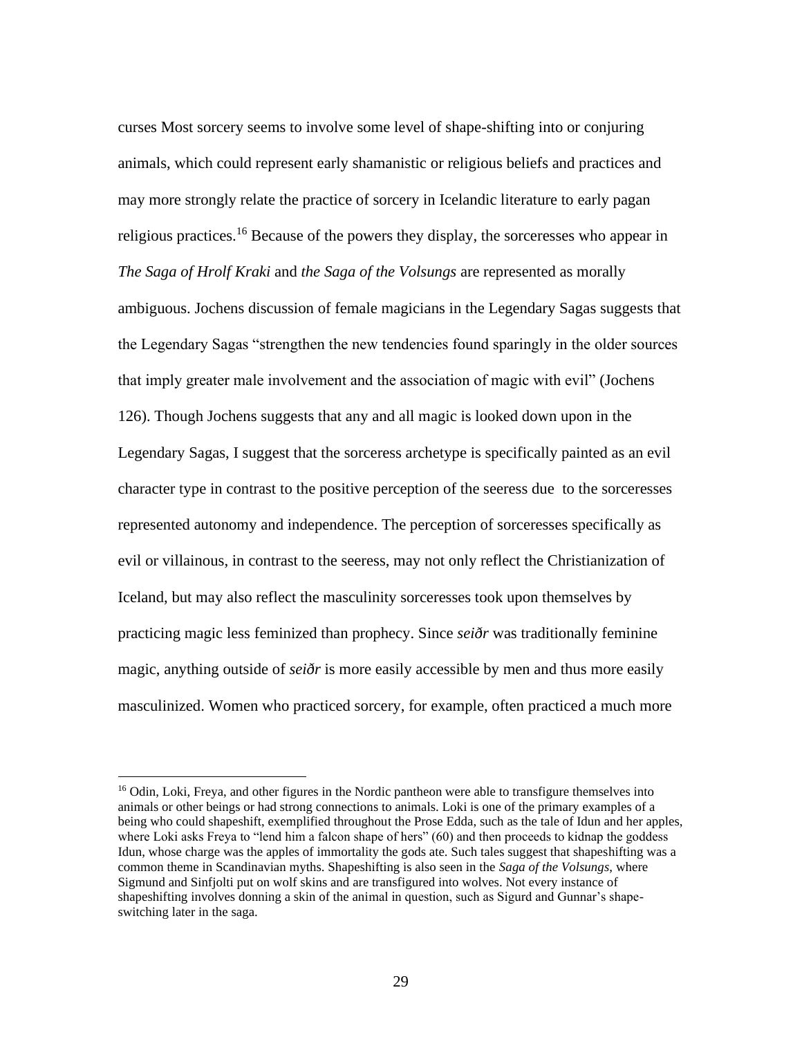curses Most sorcery seems to involve some level of shape-shifting into or conjuring animals, which could represent early shamanistic or religious beliefs and practices and may more strongly relate the practice of sorcery in Icelandic literature to early pagan religious practices.[16] Because of the powers they display, the sorceresses who appear in *The Saga of Hrolf Kraki* and *the Saga of the Volsungs* are represented as morally ambiguous. Jochens discussion of female magicians in the Legendary Sagas suggests that the Legendary Sagas "strengthen the new tendencies found sparingly in the older sources that imply greater male involvement and the association of magic with evil" (Jochens 126). Though Jochens suggests that any and all magic is looked down upon in the Legendary Sagas, I suggest that the sorceress archetype is specifically painted as an evil character type in contrast to the positive perception of the seeress due to the sorceresses represented autonomy and independence. The perception of sorceresses specifically as evil or villainous, in contrast to the seeress, may not only reflect the Christianization of Iceland, but may also reflect the masculinity sorceresses took upon themselves by practicing magic less feminized than prophecy. Since *seiðr* was traditionally feminine magic, anything outside of *seiðr* is more easily accessible by men and thus more easily masculinized. Women who practiced sorcery, for example, often practiced a much more

[16] Odin, Loki, Freya, and other figures in the Nordic pantheon were able to transfigure themselves into animals or other beings or had strong connections to animals. Loki is one of the primary examples of a being who could shapeshift, exemplified throughout the Prose Edda, such as the tale of Idun and her apples, where Loki asks Freya to "lend him a falcon shape of hers" (60) and then proceeds to kidnap the goddess Idun, whose charge was the apples of immortality the gods ate. Such tales suggest that shapeshifting was a common theme in Scandinavian myths. Shapeshifting is also seen in the *Saga of the Volsungs*, where Sigmund and Sinfjolti put on wolf skins and are transfigured into wolves. Not every instance of shapeshifting involves donning a skin of the animal in question, such as Sigurd and Gunnar's shape-switching later in the saga.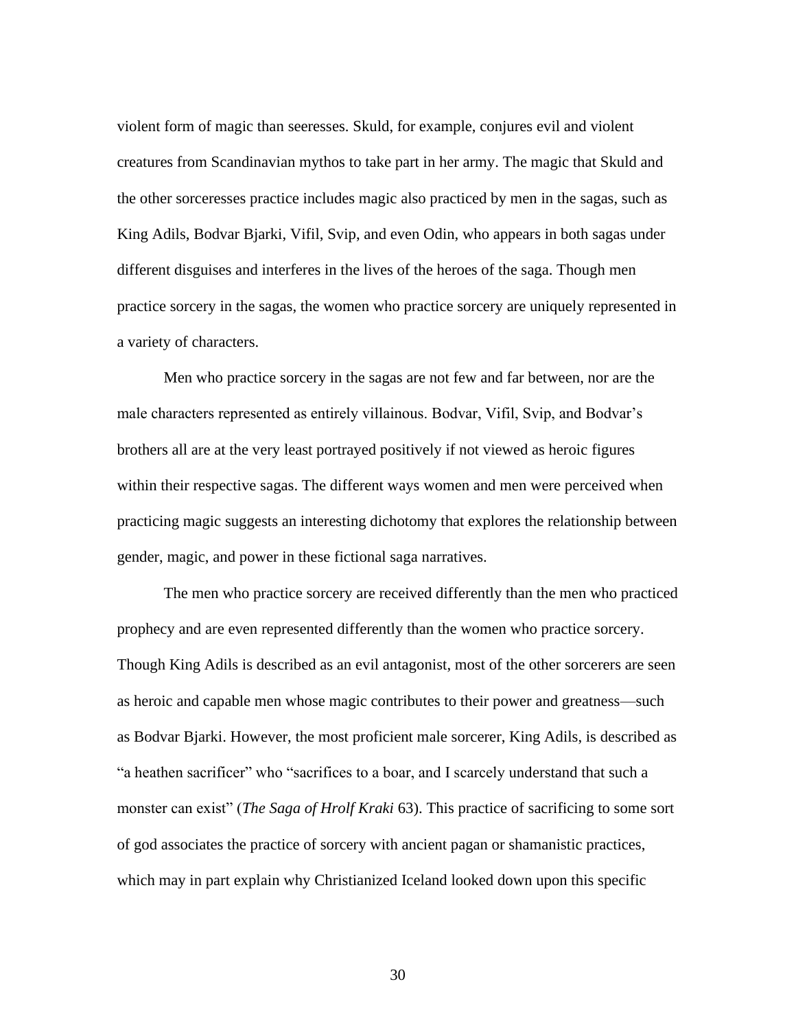violent form of magic than seeresses. Skuld, for example, conjures evil and violent creatures from Scandinavian mythos to take part in her army. The magic that Skuld and the other sorceresses practice includes magic also practiced by men in the sagas, such as King Adils, Bodvar Bjarki, Vifil, Svip, and even Odin, who appears in both sagas under different disguises and interferes in the lives of the heroes of the saga. Though men practice sorcery in the sagas, the women who practice sorcery are uniquely represented in a variety of characters.

Men who practice sorcery in the sagas are not few and far between, nor are the male characters represented as entirely villainous. Bodvar, Vifil, Svip, and Bodvar's brothers all are at the very least portrayed positively if not viewed as heroic figures within their respective sagas. The different ways women and men were perceived when practicing magic suggests an interesting dichotomy that explores the relationship between gender, magic, and power in these fictional saga narratives.

The men who practice sorcery are received differently than the men who practiced prophecy and are even represented differently than the women who practice sorcery. Though King Adils is described as an evil antagonist, most of the other sorcerers are seen as heroic and capable men whose magic contributes to their power and greatness—such as Bodvar Bjarki. However, the most proficient male sorcerer, King Adils, is described as "a heathen sacrificer" who "sacrifices to a boar, and I scarcely understand that such a monster can exist" (*The Saga of Hrolf Kraki* 63). This practice of sacrificing to some sort of god associates the practice of sorcery with ancient pagan or shamanistic practices, which may in part explain why Christianized Iceland looked down upon this specific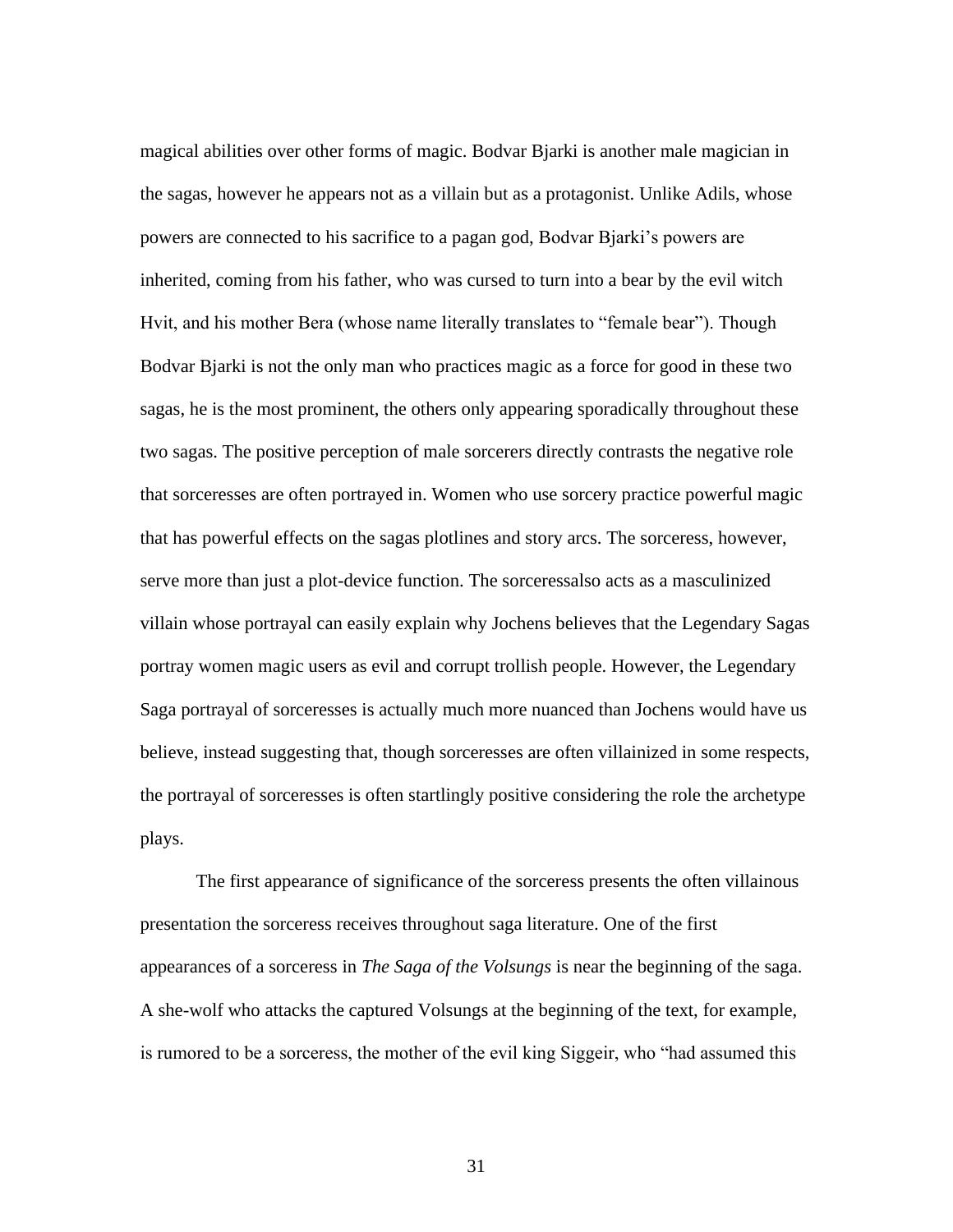magical abilities over other forms of magic. Bodvar Bjarki is another male magician in the sagas, however he appears not as a villain but as a protagonist. Unlike Adils, whose powers are connected to his sacrifice to a pagan god, Bodvar Bjarki's powers are inherited, coming from his father, who was cursed to turn into a bear by the evil witch Hvit, and his mother Bera (whose name literally translates to "female bear"). Though Bodvar Bjarki is not the only man who practices magic as a force for good in these two sagas, he is the most prominent, the others only appearing sporadically throughout these two sagas. The positive perception of male sorcerers directly contrasts the negative role that sorceresses are often portrayed in. Women who use sorcery practice powerful magic that has powerful effects on the sagas plotlines and story arcs. The sorceress, however, serve more than just a plot-device function. The sorceressalso acts as a masculinized villain whose portrayal can easily explain why Jochens believes that the Legendary Sagas portray women magic users as evil and corrupt trollish people. However, the Legendary Saga portrayal of sorceresses is actually much more nuanced than Jochens would have us believe, instead suggesting that, though sorceresses are often villainized in some respects, the portrayal of sorceresses is often startlingly positive considering the role the archetype plays.

The first appearance of significance of the sorceress presents the often villainous presentation the sorceress receives throughout saga literature. One of the first appearances of a sorceress in *The Saga of the Volsungs* is near the beginning of the saga. A she-wolf who attacks the captured Volsungs at the beginning of the text, for example, is rumored to be a sorceress, the mother of the evil king Siggeir, who "had assumed this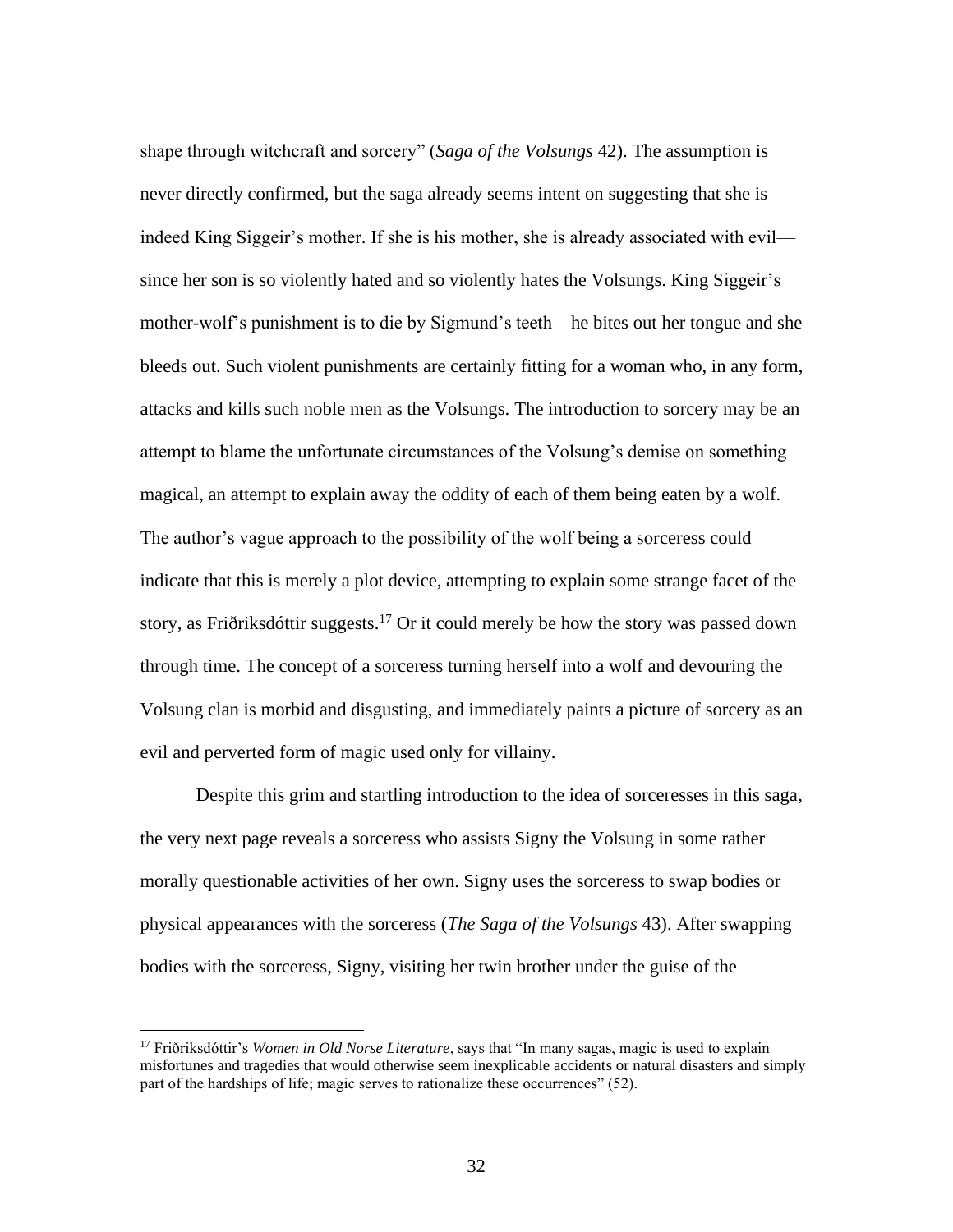shape through witchcraft and sorcery" (*Saga of the Volsungs* 42). The assumption is never directly confirmed, but the saga already seems intent on suggesting that she is indeed King Siggeir's mother. If she is his mother, she is already associated with evil—since her son is so violently hated and so violently hates the Volsungs. King Siggeir's mother-wolf's punishment is to die by Sigmund's teeth—he bites out her tongue and she bleeds out. Such violent punishments are certainly fitting for a woman who, in any form, attacks and kills such noble men as the Volsungs. The introduction to sorcery may be an attempt to blame the unfortunate circumstances of the Volsung's demise on something magical, an attempt to explain away the oddity of each of them being eaten by a wolf. The author's vague approach to the possibility of the wolf being a sorceress could indicate that this is merely a plot device, attempting to explain some strange facet of the story, as Friðriksdóttir suggests.[17] Or it could merely be how the story was passed down through time. The concept of a sorceress turning herself into a wolf and devouring the Volsung clan is morbid and disgusting, and immediately paints a picture of sorcery as an evil and perverted form of magic used only for villainy.

Despite this grim and startling introduction to the idea of sorceresses in this saga, the very next page reveals a sorceress who assists Signy the Volsung in some rather morally questionable activities of her own. Signy uses the sorceress to swap bodies or physical appearances with the sorceress (*The Saga of the Volsungs* 43). After swapping bodies with the sorceress, Signy, visiting her twin brother under the guise of the

[17] Friðriksdóttir's *Women in Old Norse Literature*, says that "In many sagas, magic is used to explain misfortunes and tragedies that would otherwise seem inexplicable accidents or natural disasters and simply part of the hardships of life; magic serves to rationalize these occurrences" (52).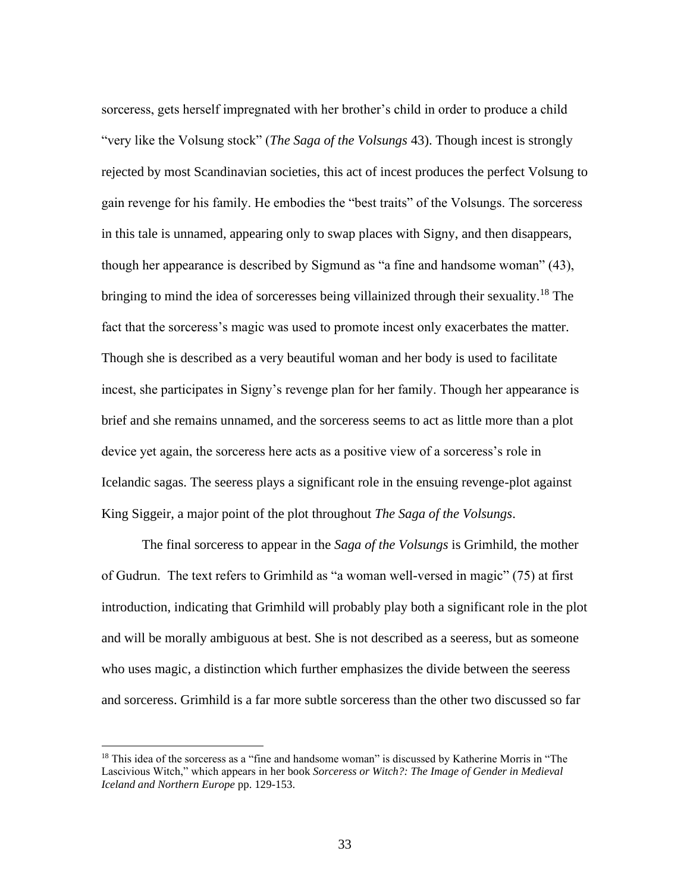sorceress, gets herself impregnated with her brother's child in order to produce a child "very like the Volsung stock" (*The Saga of the Volsungs* 43). Though incest is strongly rejected by most Scandinavian societies, this act of incest produces the perfect Volsung to gain revenge for his family. He embodies the "best traits" of the Volsungs. The sorceress in this tale is unnamed, appearing only to swap places with Signy, and then disappears, though her appearance is described by Sigmund as "a fine and handsome woman" (43), bringing to mind the idea of sorceresses being villainized through their sexuality.[18] The fact that the sorceress's magic was used to promote incest only exacerbates the matter. Though she is described as a very beautiful woman and her body is used to facilitate incest, she participates in Signy's revenge plan for her family. Though her appearance is brief and she remains unnamed, and the sorceress seems to act as little more than a plot device yet again, the sorceress here acts as a positive view of a sorceress's role in Icelandic sagas. The seeress plays a significant role in the ensuing revenge-plot against King Siggeir, a major point of the plot throughout *The Saga of the Volsungs*.

The final sorceress to appear in the *Saga of the Volsungs* is Grimhild, the mother of Gudrun. The text refers to Grimhild as "a woman well-versed in magic" (75) at first introduction, indicating that Grimhild will probably play both a significant role in the plot and will be morally ambiguous at best. She is not described as a seeress, but as someone who uses magic, a distinction which further emphasizes the divide between the seeress and sorceress. Grimhild is a far more subtle sorceress than the other two discussed so far

---

[18] This idea of the sorceress as a "fine and handsome woman" is discussed by Katherine Morris in "The Lascivious Witch," which appears in her book *Sorceress or Witch?: The Image of Gender in Medieval Iceland and Northern Europe* pp. 129-153.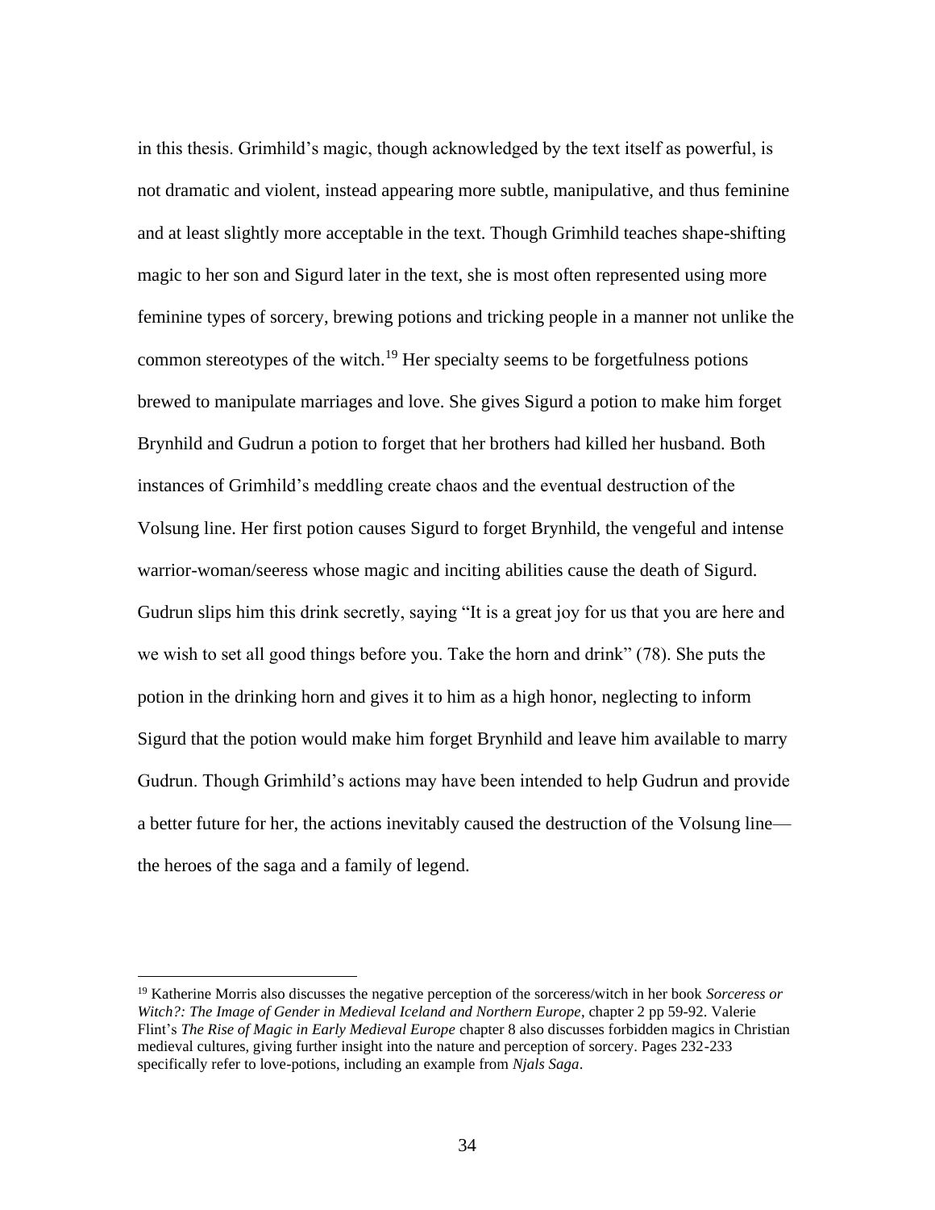in this thesis. Grimhild's magic, though acknowledged by the text itself as powerful, is not dramatic and violent, instead appearing more subtle, manipulative, and thus feminine and at least slightly more acceptable in the text. Though Grimhild teaches shape-shifting magic to her son and Sigurd later in the text, she is most often represented using more feminine types of sorcery, brewing potions and tricking people in a manner not unlike the common stereotypes of the witch.[19] Her specialty seems to be forgetfulness potions brewed to manipulate marriages and love. She gives Sigurd a potion to make him forget Brynhild and Gudrun a potion to forget that her brothers had killed her husband. Both instances of Grimhild's meddling create chaos and the eventual destruction of the Volsung line. Her first potion causes Sigurd to forget Brynhild, the vengeful and intense warrior-woman/seeress whose magic and inciting abilities cause the death of Sigurd. Gudrun slips him this drink secretly, saying "It is a great joy for us that you are here and we wish to set all good things before you. Take the horn and drink" (78). She puts the potion in the drinking horn and gives it to him as a high honor, neglecting to inform Sigurd that the potion would make him forget Brynhild and leave him available to marry Gudrun. Though Grimhild's actions may have been intended to help Gudrun and provide a better future for her, the actions inevitably caused the destruction of the Volsung line—the heroes of the saga and a family of legend.

[19] Katherine Morris also discusses the negative perception of the sorceress/witch in her book *Sorceress or Witch?: The Image of Gender in Medieval Iceland and Northern Europe*, chapter 2 pp 59-92. Valerie Flint's *The Rise of Magic in Early Medieval Europe* chapter 8 also discusses forbidden magics in Christian medieval cultures, giving further insight into the nature and perception of sorcery. Pages 232-233 specifically refer to love-potions, including an example from *Njals Saga*.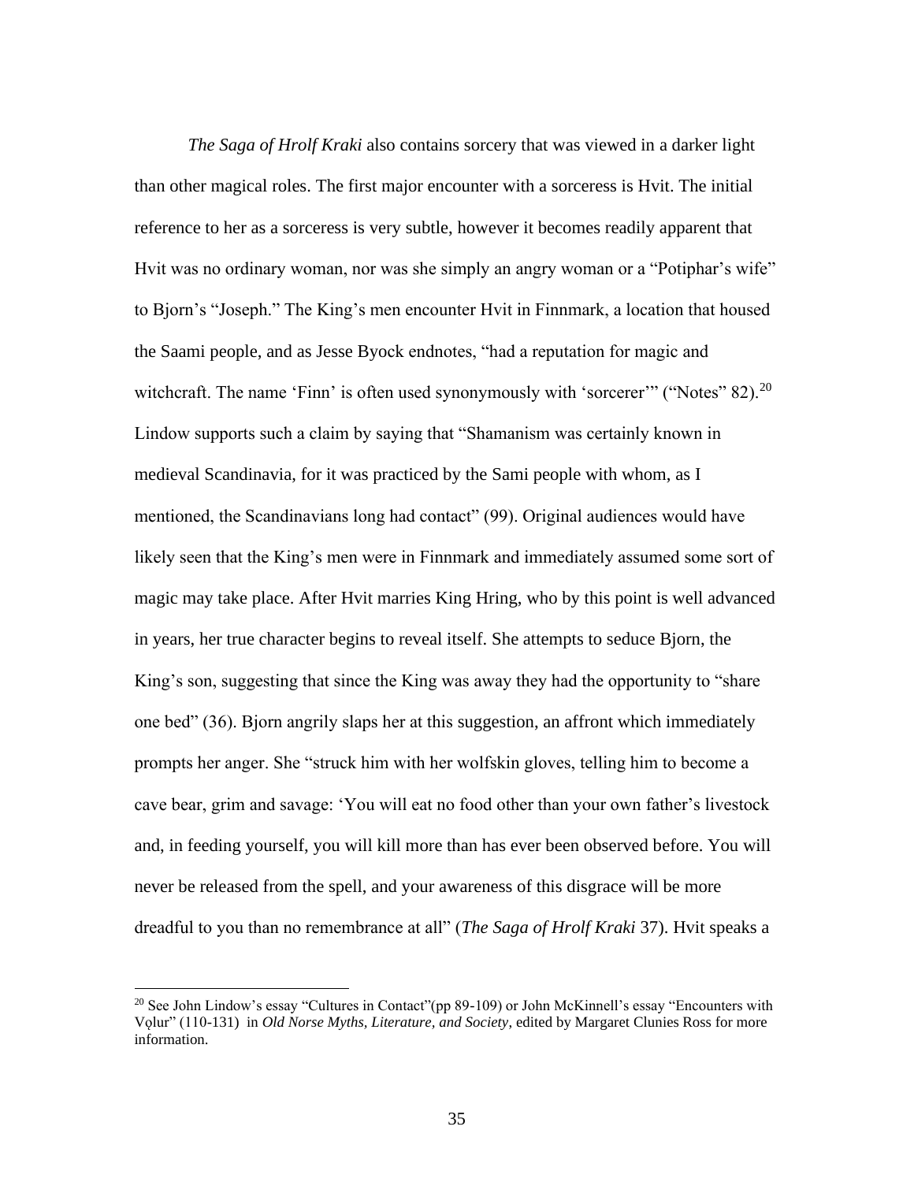*The Saga of Hrolf Kraki* also contains sorcery that was viewed in a darker light than other magical roles. The first major encounter with a sorceress is Hvit. The initial reference to her as a sorceress is very subtle, however it becomes readily apparent that Hvit was no ordinary woman, nor was she simply an angry woman or a "Potiphar's wife" to Bjorn's "Joseph." The King's men encounter Hvit in Finnmark, a location that housed the Saami people, and as Jesse Byock endnotes, "had a reputation for magic and witchcraft. The name 'Finn' is often used synonymously with 'sorcerer'" ("Notes" 82).[20] Lindow supports such a claim by saying that "Shamanism was certainly known in medieval Scandinavia, for it was practiced by the Sami people with whom, as I mentioned, the Scandinavians long had contact" (99). Original audiences would have likely seen that the King's men were in Finnmark and immediately assumed some sort of magic may take place. After Hvit marries King Hring, who by this point is well advanced in years, her true character begins to reveal itself. She attempts to seduce Bjorn, the King's son, suggesting that since the King was away they had the opportunity to "share one bed" (36). Bjorn angrily slaps her at this suggestion, an affront which immediately prompts her anger. She "struck him with her wolfskin gloves, telling him to become a cave bear, grim and savage: 'You will eat no food other than your own father's livestock and, in feeding yourself, you will kill more than has ever been observed before. You will never be released from the spell, and your awareness of this disgrace will be more dreadful to you than no remembrance at all" (*The Saga of Hrolf Kraki* 37). Hvit speaks a

---

[20] See John Lindow's essay "Cultures in Contact"(pp 89-109) or John McKinnell's essay "Encounters with Vǫlur" (110-131) in *Old Norse Myths, Literature, and Society*, edited by Margaret Clunies Ross for more information.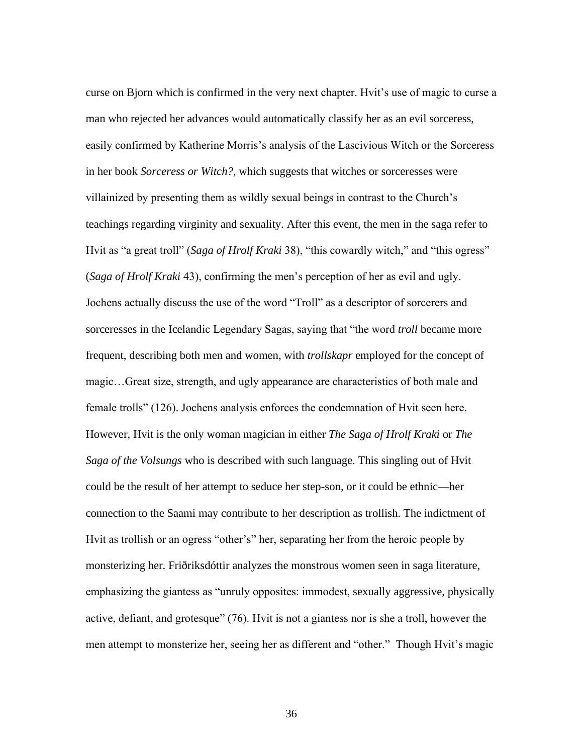curse on Bjorn which is confirmed in the very next chapter. Hvit's use of magic to curse a man who rejected her advances would automatically classify her as an evil sorceress, easily confirmed by Katherine Morris's analysis of the Lascivious Witch or the Sorceress in her book *Sorceress or Witch?,* which suggests that witches or sorceresses were villainized by presenting them as wildly sexual beings in contrast to the Church's teachings regarding virginity and sexuality. After this event, the men in the saga refer to Hvit as "a great troll" (*Saga of Hrolf Kraki* 38), "this cowardly witch," and "this ogress" (*Saga of Hrolf Kraki* 43), confirming the men's perception of her as evil and ugly. Jochens actually discuss the use of the word "Troll" as a descriptor of sorcerers and sorceresses in the Icelandic Legendary Sagas, saying that "the word *troll* became more frequent, describing both men and women, with *trollskapr* employed for the concept of magic…Great size, strength, and ugly appearance are characteristics of both male and female trolls" (126). Jochens analysis enforces the condemnation of Hvit seen here. However, Hvit is the only woman magician in either *The Saga of Hrolf Kraki* or *The Saga of the Volsungs* who is described with such language. This singling out of Hvit could be the result of her attempt to seduce her step-son, or it could be ethnic—her connection to the Saami may contribute to her description as trollish. The indictment of Hvit as trollish or an ogress "other's" her, separating her from the heroic people by monsterizing her. Friðriksdóttir analyzes the monstrous women seen in saga literature, emphasizing the giantess as "unruly opposites: immodest, sexually aggressive, physically active, defiant, and grotesque" (76). Hvit is not a giantess nor is she a troll, however the men attempt to monsterize her, seeing her as different and "other." Though Hvit's magic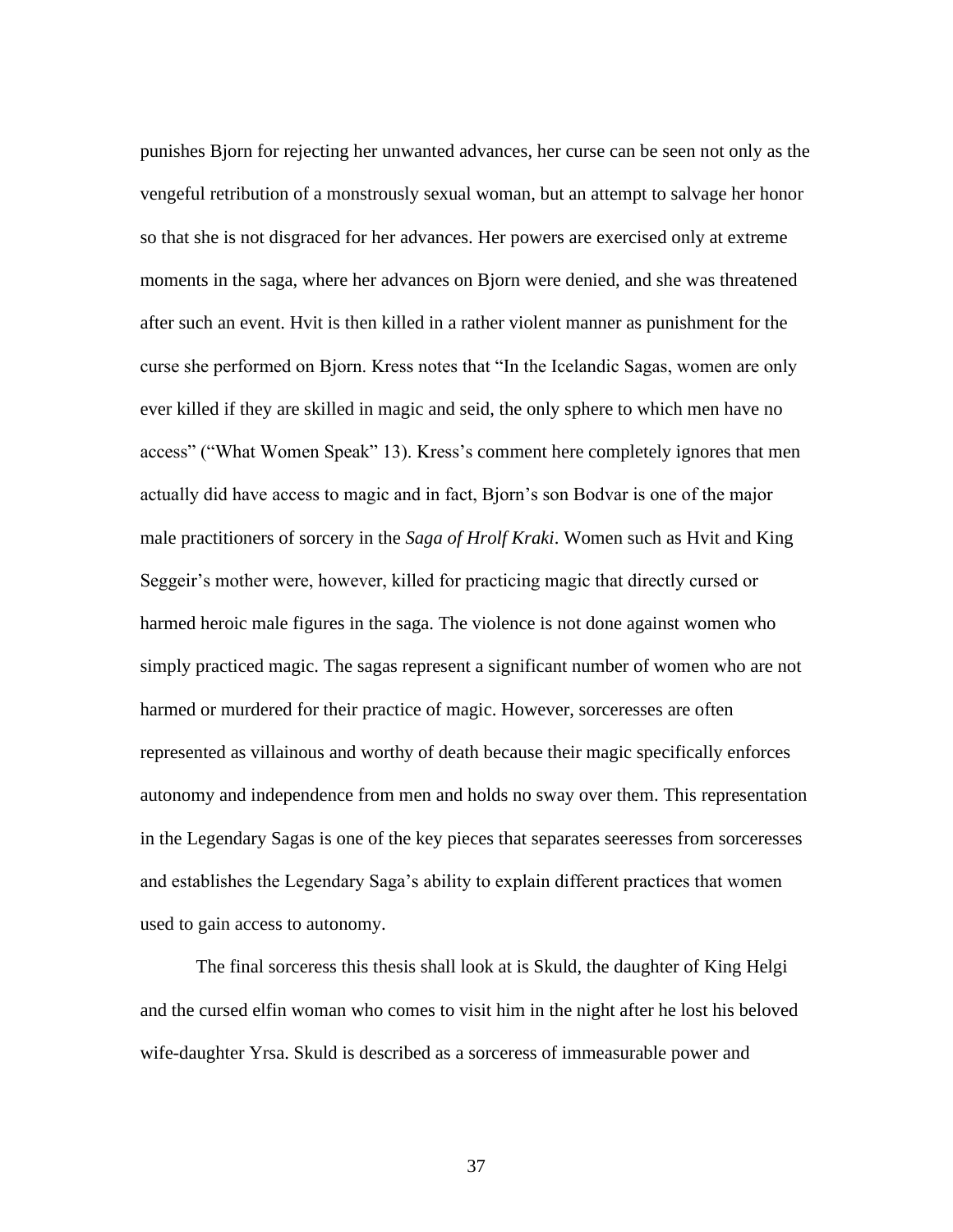punishes Bjorn for rejecting her unwanted advances, her curse can be seen not only as the vengeful retribution of a monstrously sexual woman, but an attempt to salvage her honor so that she is not disgraced for her advances. Her powers are exercised only at extreme moments in the saga, where her advances on Bjorn were denied, and she was threatened after such an event. Hvit is then killed in a rather violent manner as punishment for the curse she performed on Bjorn. Kress notes that "In the Icelandic Sagas, women are only ever killed if they are skilled in magic and seid, the only sphere to which men have no access" ("What Women Speak" 13). Kress's comment here completely ignores that men actually did have access to magic and in fact, Bjorn's son Bodvar is one of the major male practitioners of sorcery in the *Saga of Hrolf Kraki*. Women such as Hvit and King Seggeir's mother were, however, killed for practicing magic that directly cursed or harmed heroic male figures in the saga. The violence is not done against women who simply practiced magic. The sagas represent a significant number of women who are not harmed or murdered for their practice of magic. However, sorceresses are often represented as villainous and worthy of death because their magic specifically enforces autonomy and independence from men and holds no sway over them. This representation in the Legendary Sagas is one of the key pieces that separates seeresses from sorceresses and establishes the Legendary Saga's ability to explain different practices that women used to gain access to autonomy.

The final sorceress this thesis shall look at is Skuld, the daughter of King Helgi and the cursed elfin woman who comes to visit him in the night after he lost his beloved wife-daughter Yrsa. Skuld is described as a sorceress of immeasurable power and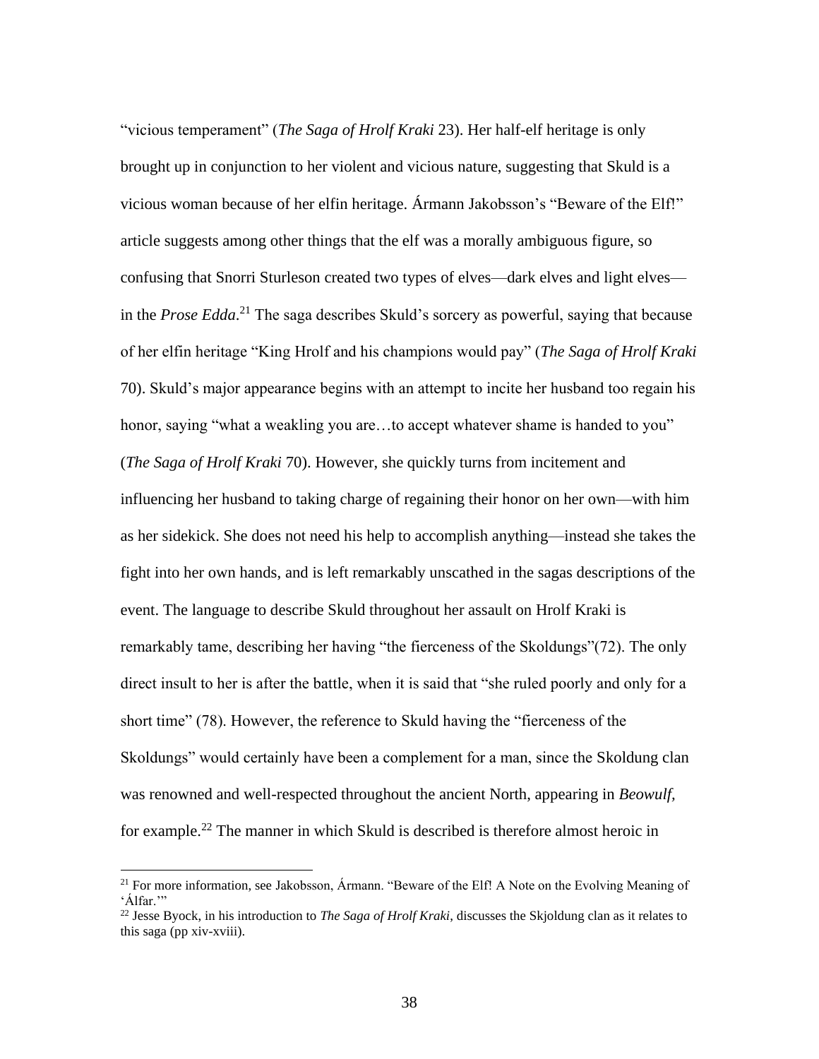"vicious temperament" (*The Saga of Hrolf Kraki* 23). Her half-elf heritage is only brought up in conjunction to her violent and vicious nature, suggesting that Skuld is a vicious woman because of her elfin heritage. Ármann Jakobsson's "Beware of the Elf!" article suggests among other things that the elf was a morally ambiguous figure, so confusing that Snorri Sturleson created two types of elves—dark elves and light elves—in the *Prose Edda*.[21] The saga describes Skuld's sorcery as powerful, saying that because of her elfin heritage "King Hrolf and his champions would pay" (*The Saga of Hrolf Kraki* 70). Skuld's major appearance begins with an attempt to incite her husband too regain his honor, saying "what a weakling you are…to accept whatever shame is handed to you" (*The Saga of Hrolf Kraki* 70). However, she quickly turns from incitement and influencing her husband to taking charge of regaining their honor on her own—with him as her sidekick. She does not need his help to accomplish anything—instead she takes the fight into her own hands, and is left remarkably unscathed in the sagas descriptions of the event. The language to describe Skuld throughout her assault on Hrolf Kraki is remarkably tame, describing her having "the fierceness of the Skoldungs"(72). The only direct insult to her is after the battle, when it is said that "she ruled poorly and only for a short time" (78). However, the reference to Skuld having the "fierceness of the Skoldungs" would certainly have been a complement for a man, since the Skoldung clan was renowned and well-respected throughout the ancient North, appearing in *Beowulf*, for example.[22] The manner in which Skuld is described is therefore almost heroic in

---

[21] For more information, see Jakobsson, Ármann. "Beware of the Elf! A Note on the Evolving Meaning of 'Álfar.'"

[22] Jesse Byock, in his introduction to *The Saga of Hrolf Kraki*, discusses the Skjoldung clan as it relates to this saga (pp xiv-xviii).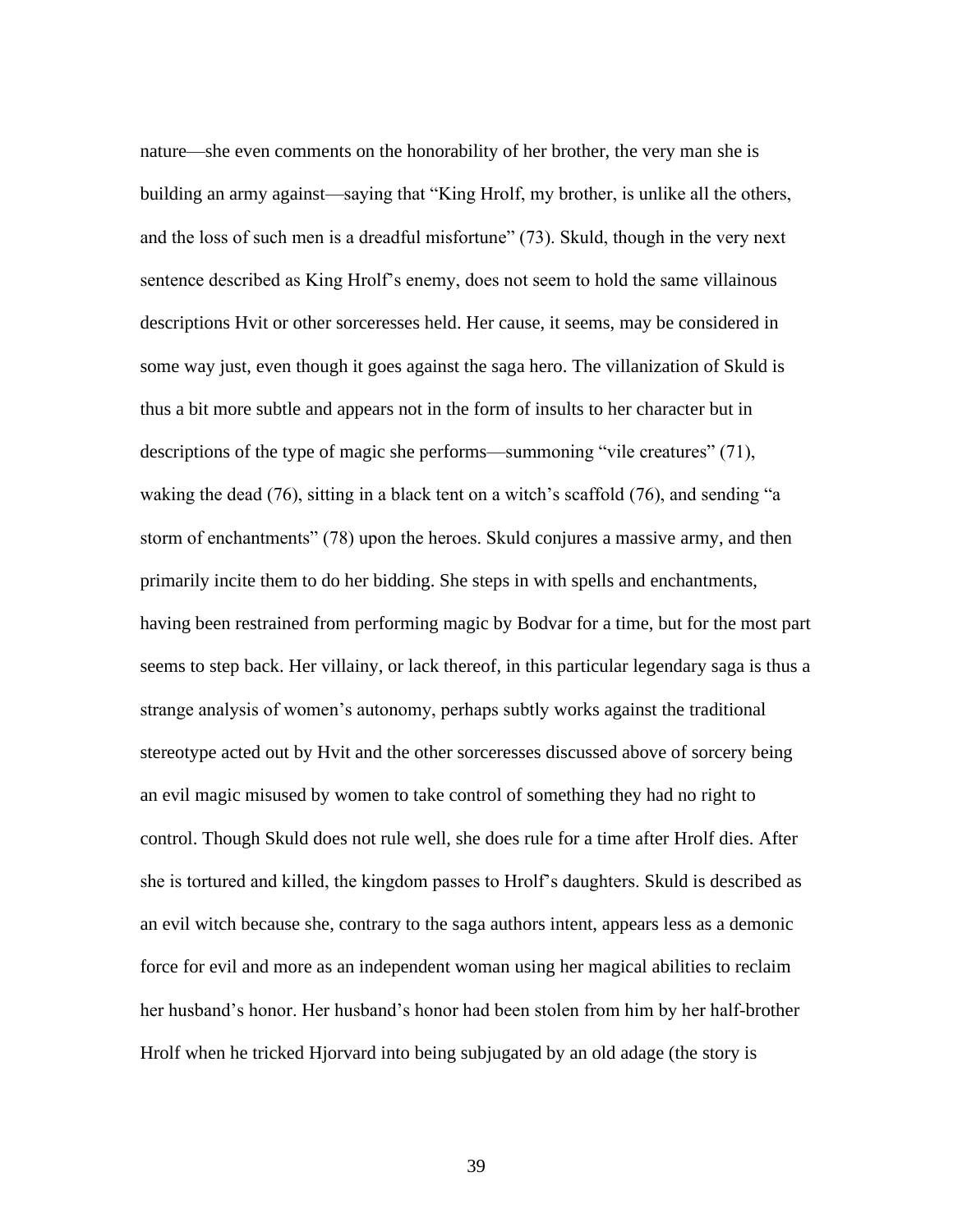nature—she even comments on the honorability of her brother, the very man she is building an army against—saying that "King Hrolf, my brother, is unlike all the others, and the loss of such men is a dreadful misfortune" (73). Skuld, though in the very next sentence described as King Hrolf's enemy, does not seem to hold the same villainous descriptions Hvit or other sorceresses held. Her cause, it seems, may be considered in some way just, even though it goes against the saga hero. The villanization of Skuld is thus a bit more subtle and appears not in the form of insults to her character but in descriptions of the type of magic she performs—summoning "vile creatures" (71), waking the dead (76), sitting in a black tent on a witch's scaffold (76), and sending "a storm of enchantments" (78) upon the heroes. Skuld conjures a massive army, and then primarily incite them to do her bidding. She steps in with spells and enchantments, having been restrained from performing magic by Bodvar for a time, but for the most part seems to step back. Her villainy, or lack thereof, in this particular legendary saga is thus a strange analysis of women's autonomy, perhaps subtly works against the traditional stereotype acted out by Hvit and the other sorceresses discussed above of sorcery being an evil magic misused by women to take control of something they had no right to control. Though Skuld does not rule well, she does rule for a time after Hrolf dies. After she is tortured and killed, the kingdom passes to Hrolf's daughters. Skuld is described as an evil witch because she, contrary to the saga authors intent, appears less as a demonic force for evil and more as an independent woman using her magical abilities to reclaim her husband's honor. Her husband's honor had been stolen from him by her half-brother Hrolf when he tricked Hjorvard into being subjugated by an old adage (the story is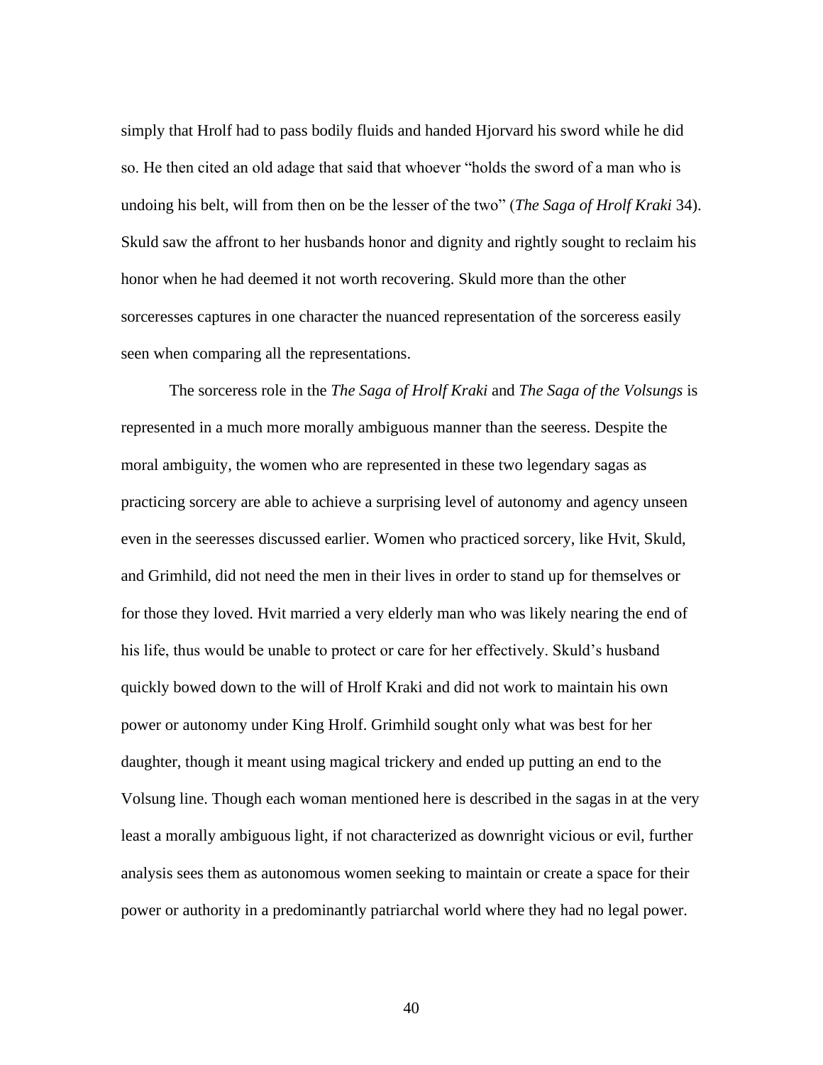simply that Hrolf had to pass bodily fluids and handed Hjorvard his sword while he did so. He then cited an old adage that said that whoever "holds the sword of a man who is undoing his belt, will from then on be the lesser of the two" (*The Saga of Hrolf Kraki* 34). Skuld saw the affront to her husbands honor and dignity and rightly sought to reclaim his honor when he had deemed it not worth recovering. Skuld more than the other sorceresses captures in one character the nuanced representation of the sorceress easily seen when comparing all the representations.

The sorceress role in the *The Saga of Hrolf Kraki* and *The Saga of the Volsungs* is represented in a much more morally ambiguous manner than the seeress. Despite the moral ambiguity, the women who are represented in these two legendary sagas as practicing sorcery are able to achieve a surprising level of autonomy and agency unseen even in the seeresses discussed earlier. Women who practiced sorcery, like Hvit, Skuld, and Grimhild, did not need the men in their lives in order to stand up for themselves or for those they loved. Hvit married a very elderly man who was likely nearing the end of his life, thus would be unable to protect or care for her effectively. Skuld's husband quickly bowed down to the will of Hrolf Kraki and did not work to maintain his own power or autonomy under King Hrolf. Grimhild sought only what was best for her daughter, though it meant using magical trickery and ended up putting an end to the Volsung line. Though each woman mentioned here is described in the sagas in at the very least a morally ambiguous light, if not characterized as downright vicious or evil, further analysis sees them as autonomous women seeking to maintain or create a space for their power or authority in a predominantly patriarchal world where they had no legal power.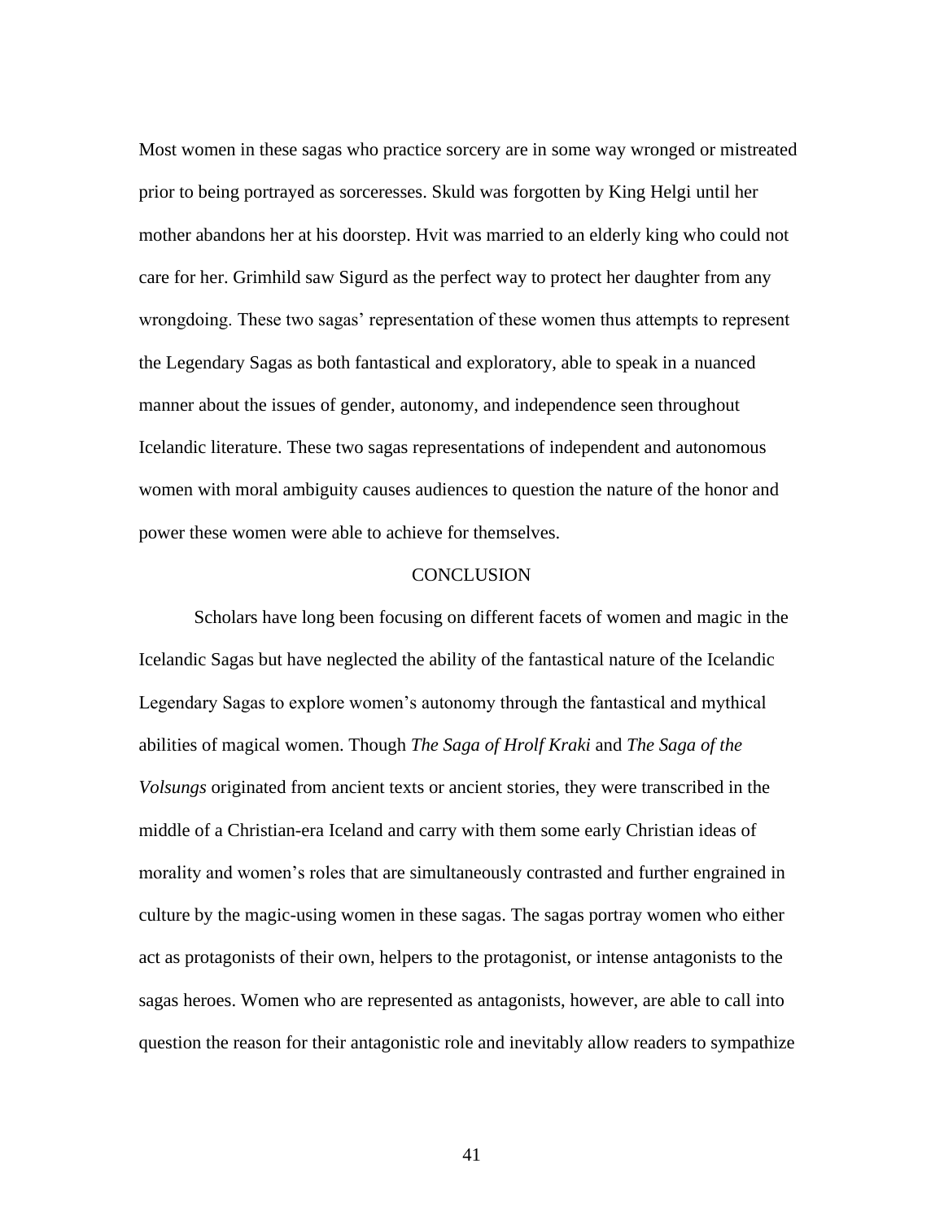Most women in these sagas who practice sorcery are in some way wronged or mistreated prior to being portrayed as sorceresses. Skuld was forgotten by King Helgi until her mother abandons her at his doorstep. Hvit was married to an elderly king who could not care for her. Grimhild saw Sigurd as the perfect way to protect her daughter from any wrongdoing. These two sagas' representation of these women thus attempts to represent the Legendary Sagas as both fantastical and exploratory, able to speak in a nuanced manner about the issues of gender, autonomy, and independence seen throughout Icelandic literature. These two sagas representations of independent and autonomous women with moral ambiguity causes audiences to question the nature of the honor and power these women were able to achieve for themselves.

## CONCLUSION

Scholars have long been focusing on different facets of women and magic in the Icelandic Sagas but have neglected the ability of the fantastical nature of the Icelandic Legendary Sagas to explore women's autonomy through the fantastical and mythical abilities of magical women. Though *The Saga of Hrolf Kraki* and *The Saga of the Volsungs* originated from ancient texts or ancient stories, they were transcribed in the middle of a Christian-era Iceland and carry with them some early Christian ideas of morality and women's roles that are simultaneously contrasted and further engrained in culture by the magic-using women in these sagas. The sagas portray women who either act as protagonists of their own, helpers to the protagonist, or intense antagonists to the sagas heroes. Women who are represented as antagonists, however, are able to call into question the reason for their antagonistic role and inevitably allow readers to sympathize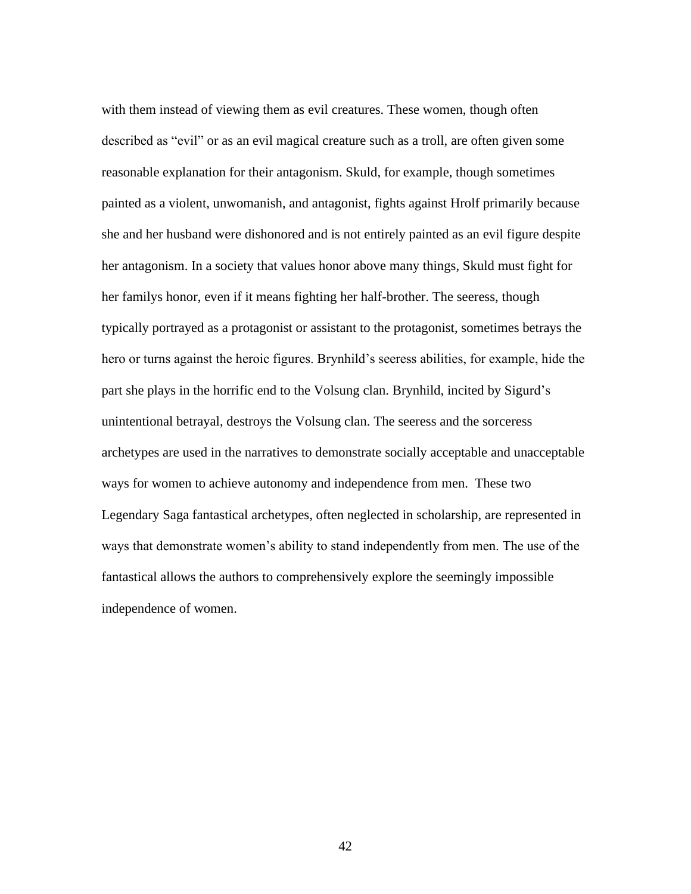with them instead of viewing them as evil creatures. These women, though often described as "evil" or as an evil magical creature such as a troll, are often given some reasonable explanation for their antagonism. Skuld, for example, though sometimes painted as a violent, unwomanish, and antagonist, fights against Hrolf primarily because she and her husband were dishonored and is not entirely painted as an evil figure despite her antagonism. In a society that values honor above many things, Skuld must fight for her familys honor, even if it means fighting her half-brother. The seeress, though typically portrayed as a protagonist or assistant to the protagonist, sometimes betrays the hero or turns against the heroic figures. Brynhild's seeress abilities, for example, hide the part she plays in the horrific end to the Volsung clan. Brynhild, incited by Sigurd's unintentional betrayal, destroys the Volsung clan. The seeress and the sorceress archetypes are used in the narratives to demonstrate socially acceptable and unacceptable ways for women to achieve autonomy and independence from men. These two Legendary Saga fantastical archetypes, often neglected in scholarship, are represented in ways that demonstrate women's ability to stand independently from men. The use of the fantastical allows the authors to comprehensively explore the seemingly impossible independence of women.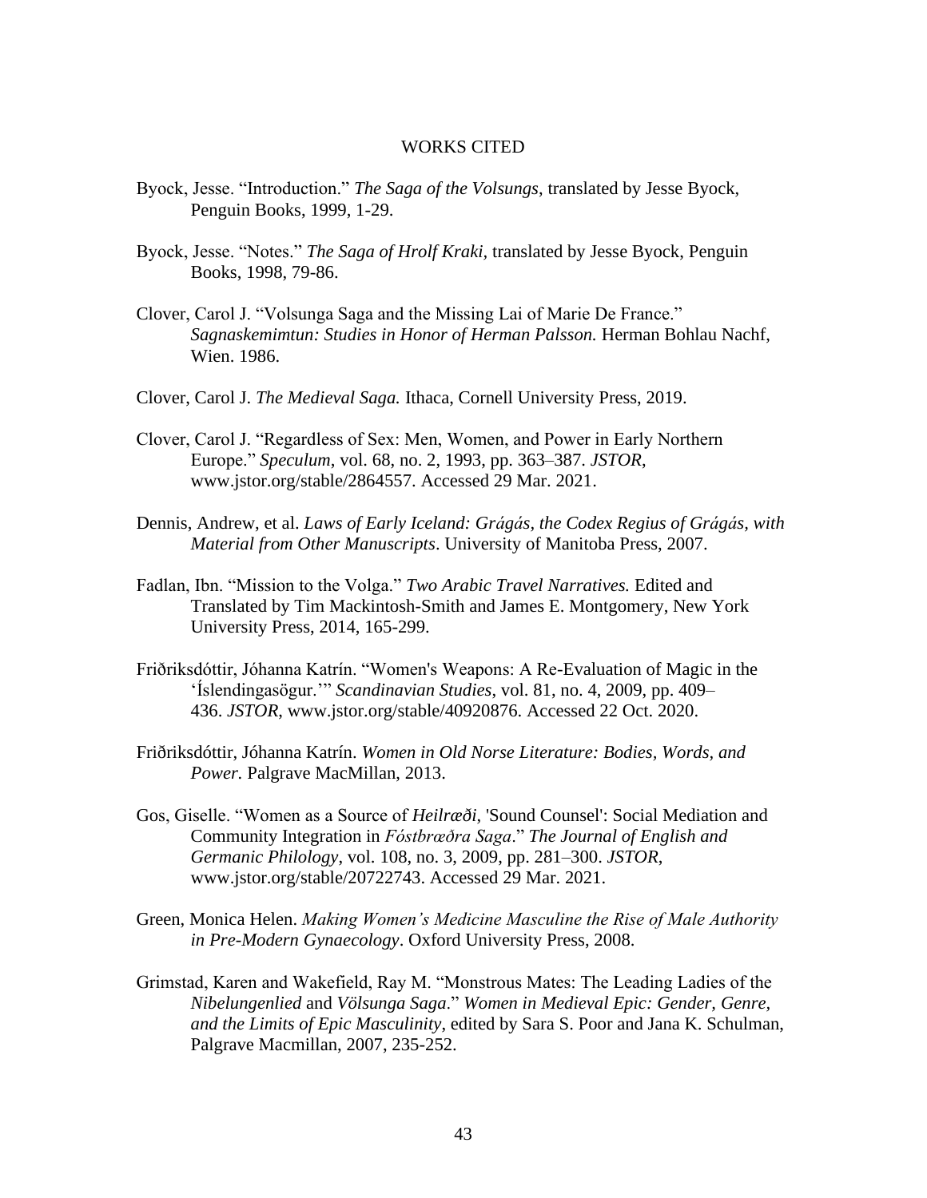# WORKS CITED

Byock, Jesse. "Introduction." *The Saga of the Volsungs*, translated by Jesse Byock, Penguin Books, 1999, 1-29.

Byock, Jesse. "Notes." *The Saga of Hrolf Kraki,* translated by Jesse Byock, Penguin Books, 1998, 79-86.

Clover, Carol J. "Volsunga Saga and the Missing Lai of Marie De France." *Sagnaskemimtun: Studies in Honor of Herman Palsson.* Herman Bohlau Nachf, Wien. 1986.

Clover, Carol J. *The Medieval Saga.* Ithaca, Cornell University Press, 2019.

Clover, Carol J. "Regardless of Sex: Men, Women, and Power in Early Northern Europe." *Speculum*, vol. 68, no. 2, 1993, pp. 363–387. *JSTOR*, www.jstor.org/stable/2864557. Accessed 29 Mar. 2021.

Dennis, Andrew, et al. *Laws of Early Iceland: Grágás, the Codex Regius of Grágás, with Material from Other Manuscripts*. University of Manitoba Press, 2007.

Fadlan, Ibn. "Mission to the Volga." *Two Arabic Travel Narratives.* Edited and Translated by Tim Mackintosh-Smith and James E. Montgomery, New York University Press, 2014, 165-299.

Friðriksdóttir, Jóhanna Katrín. "Women's Weapons: A Re-Evaluation of Magic in the 'Íslendingasögur.'" *Scandinavian Studies*, vol. 81, no. 4, 2009, pp. 409–436. *JSTOR*, www.jstor.org/stable/40920876. Accessed 22 Oct. 2020.

Friðriksdóttir, Jóhanna Katrín. *Women in Old Norse Literature: Bodies, Words, and Power.* Palgrave MacMillan, 2013.

Gos, Giselle. "Women as a Source of *Heilræði*, 'Sound Counsel': Social Mediation and Community Integration in *Fóstbræðra Saga*." *The Journal of English and Germanic Philology*, vol. 108, no. 3, 2009, pp. 281–300. *JSTOR*, www.jstor.org/stable/20722743. Accessed 29 Mar. 2021.

Green, Monica Helen. *Making Women's Medicine Masculine the Rise of Male Authority in Pre-Modern Gynaecology*. Oxford University Press, 2008.

Grimstad, Karen and Wakefield, Ray M. "Monstrous Mates: The Leading Ladies of the *Nibelungenlied* and *Völsunga Saga*." *Women in Medieval Epic: Gender, Genre, and the Limits of Epic Masculinity*, edited by Sara S. Poor and Jana K. Schulman, Palgrave Macmillan, 2007, 235-252.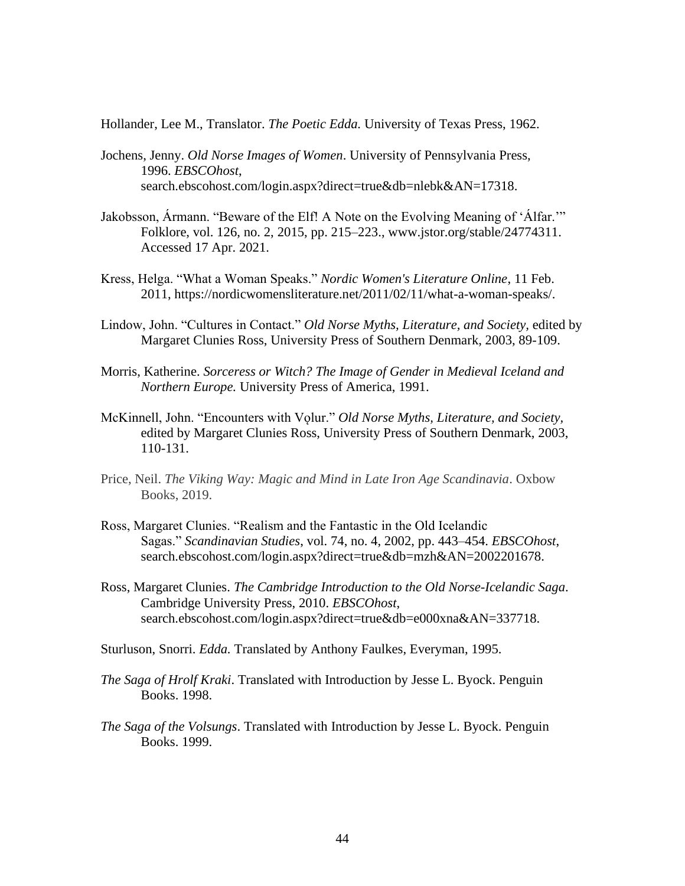Hollander, Lee M., Translator. *The Poetic Edda.* University of Texas Press, 1962.

Jochens, Jenny. *Old Norse Images of Women*. University of Pennsylvania Press, 1996. *EBSCOhost*, search.ebscohost.com/login.aspx?direct=true&db=nlebk&AN=17318.

Jakobsson, Ármann. "Beware of the Elf! A Note on the Evolving Meaning of 'Álfar.'" Folklore, vol. 126, no. 2, 2015, pp. 215–223., www.jstor.org/stable/24774311. Accessed 17 Apr. 2021.

Kress, Helga. "What a Woman Speaks." *Nordic Women's Literature Online*, 11 Feb. 2011, https://nordicwomensliterature.net/2011/02/11/what-a-woman-speaks/.

Lindow, John. "Cultures in Contact." *Old Norse Myths, Literature, and Society,* edited by Margaret Clunies Ross, University Press of Southern Denmark, 2003, 89-109.

Morris, Katherine. *Sorceress or Witch? The Image of Gender in Medieval Iceland and Northern Europe.* University Press of America, 1991.

McKinnell, John. "Encounters with Vǫlur." *Old Norse Myths, Literature, and Society,* edited by Margaret Clunies Ross, University Press of Southern Denmark, 2003, 110-131.

Price, Neil. *The Viking Way: Magic and Mind in Late Iron Age Scandinavia*. Oxbow Books, 2019.

Ross, Margaret Clunies. "Realism and the Fantastic in the Old Icelandic Sagas." *Scandinavian Studies*, vol. 74, no. 4, 2002, pp. 443–454. *EBSCOhost*, search.ebscohost.com/login.aspx?direct=true&db=mzh&AN=2002201678.

Ross, Margaret Clunies. *The Cambridge Introduction to the Old Norse-Icelandic Saga*. Cambridge University Press, 2010. *EBSCOhost*, search.ebscohost.com/login.aspx?direct=true&db=e000xna&AN=337718.

Sturluson, Snorri. *Edda.* Translated by Anthony Faulkes, Everyman, 1995.

*The Saga of Hrolf Kraki*. Translated with Introduction by Jesse L. Byock. Penguin Books. 1998.

*The Saga of the Volsungs*. Translated with Introduction by Jesse L. Byock. Penguin Books. 1999.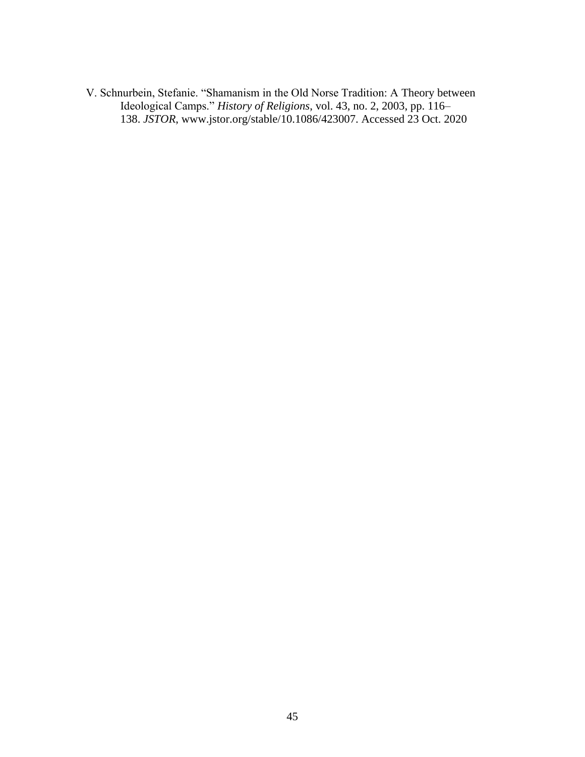V. Schnurbein, Stefanie. “Shamanism in the Old Norse Tradition: A Theory between Ideological Camps.” *History of Religions*, vol. 43, no. 2, 2003, pp. 116–138. *JSTOR*, www.jstor.org/stable/10.1086/423007. Accessed 23 Oct. 2020